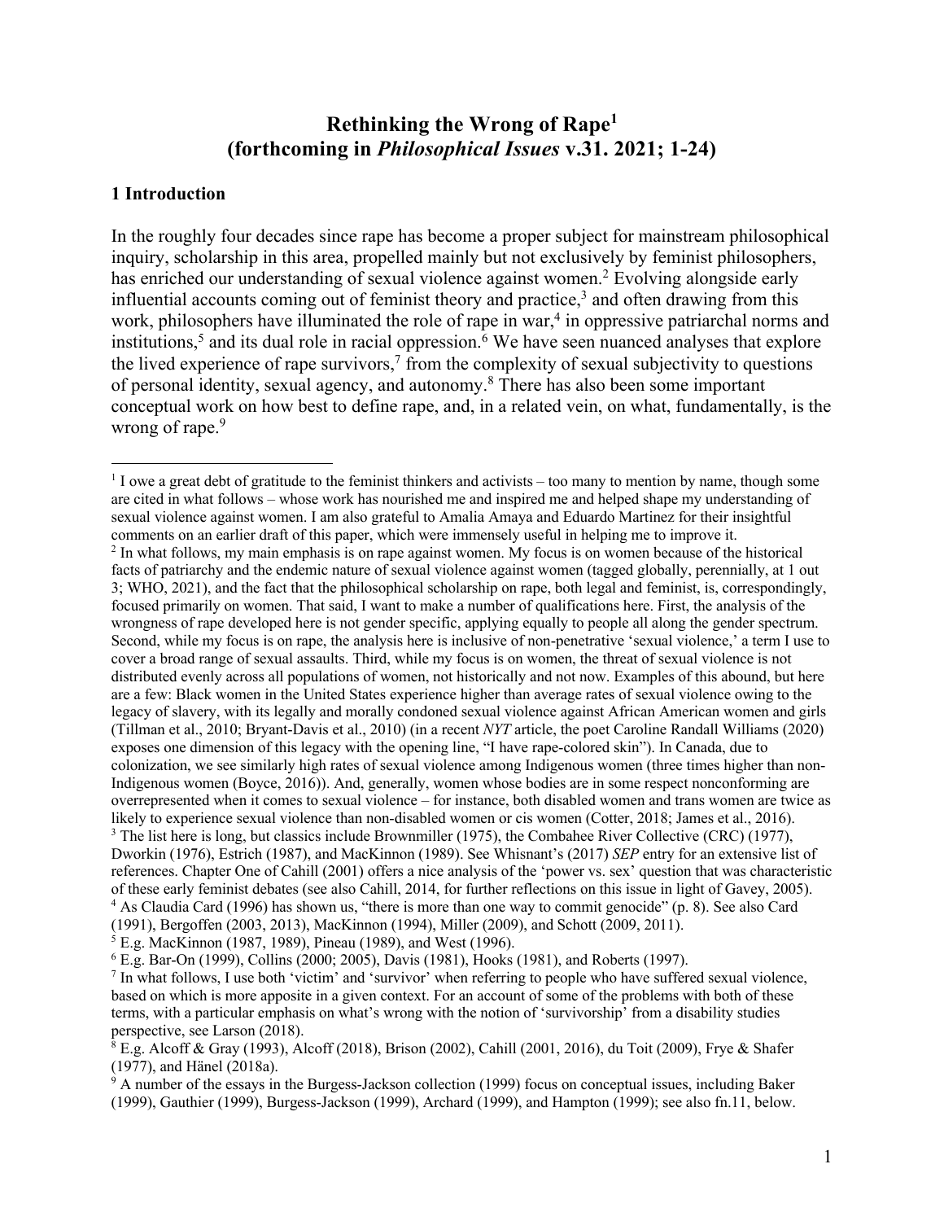# Rethinking the Wrong of Rape[1]
# (forthcoming in *Philosophical Issues* v.31. 2021; 1-24)

## 1 Introduction

In the roughly four decades since rape has become a proper subject for mainstream philosophical inquiry, scholarship in this area, propelled mainly but not exclusively by feminist philosophers, has enriched our understanding of sexual violence against women.[2] Evolving alongside early influential accounts coming out of feminist theory and practice,[3] and often drawing from this work, philosophers have illuminated the role of rape in war,[4] in oppressive patriarchal norms and institutions,[5] and its dual role in racial oppression.[6] We have seen nuanced analyses that explore the lived experience of rape survivors,[7] from the complexity of sexual subjectivity to questions of personal identity, sexual agency, and autonomy.[8] There has also been some important conceptual work on how best to define rape, and, in a related vein, on what, fundamentally, is the wrong of rape.[9]

---

[1] I owe a great debt of gratitude to the feminist thinkers and activists – too many to mention by name, though some are cited in what follows – whose work has nourished me and inspired me and helped shape my understanding of sexual violence against women. I am also grateful to Amalia Amaya and Eduardo Martinez for their insightful comments on an earlier draft of this paper, which were immensely useful in helping me to improve it.

[2] In what follows, my main emphasis is on rape against women. My focus is on women because of the historical facts of patriarchy and the endemic nature of sexual violence against women (tagged globally, perennially, at 1 out 3; WHO, 2021), and the fact that the philosophical scholarship on rape, both legal and feminist, is, correspondingly, focused primarily on women. That said, I want to make a number of qualifications here. First, the analysis of the wrongness of rape developed here is not gender specific, applying equally to people all along the gender spectrum. Second, while my focus is on rape, the analysis here is inclusive of non-penetrative 'sexual violence,' a term I use to cover a broad range of sexual assaults. Third, while my focus is on women, the threat of sexual violence is not distributed evenly across all populations of women, not historically and not now. Examples of this abound, but here are a few: Black women in the United States experience higher than average rates of sexual violence owing to the legacy of slavery, with its legally and morally condoned sexual violence against African American women and girls (Tillman et al., 2010; Bryant-Davis et al., 2010) (in a recent *NYT* article, the poet Caroline Randall Williams (2020) exposes one dimension of this legacy with the opening line, "I have rape-colored skin"). In Canada, due to colonization, we see similarly high rates of sexual violence among Indigenous women (three times higher than non-Indigenous women (Boyce, 2016)). And, generally, women whose bodies are in some respect nonconforming are overrepresented when it comes to sexual violence – for instance, both disabled women and trans women are twice as likely to experience sexual violence than non-disabled women or cis women (Cotter, 2018; James et al., 2016).

[3] The list here is long, but classics include Brownmiller (1975), the Combahee River Collective (CRC) (1977), Dworkin (1976), Estrich (1987), and MacKinnon (1989). See Whisnant's (2017) *SEP* entry for an extensive list of references. Chapter One of Cahill (2001) offers a nice analysis of the 'power vs. sex' question that was characteristic of these early feminist debates (see also Cahill, 2014, for further reflections on this issue in light of Gavey, 2005).

[4] As Claudia Card (1996) has shown us, "there is more than one way to commit genocide" (p. 8). See also Card (1991), Bergoffen (2003, 2013), MacKinnon (1994), Miller (2009), and Schott (2009, 2011).

[5] E.g. MacKinnon (1987, 1989), Pineau (1989), and West (1996).

[6] E.g. Bar-On (1999), Collins (2000; 2005), Davis (1981), Hooks (1981), and Roberts (1997).

[7] In what follows, I use both 'victim' and 'survivor' when referring to people who have suffered sexual violence, based on which is more apposite in a given context. For an account of some of the problems with both of these terms, with a particular emphasis on what's wrong with the notion of 'survivorship' from a disability studies perspective, see Larson (2018).

[8] E.g. Alcoff & Gray (1993), Alcoff (2018), Brison (2002), Cahill (2001, 2016), du Toit (2009), Frye & Shafer (1977), and Hänel (2018a).

[9] A number of the essays in the Burgess-Jackson collection (1999) focus on conceptual issues, including Baker (1999), Gauthier (1999), Burgess-Jackson (1999), Archard (1999), and Hampton (1999); see also fn.11, below.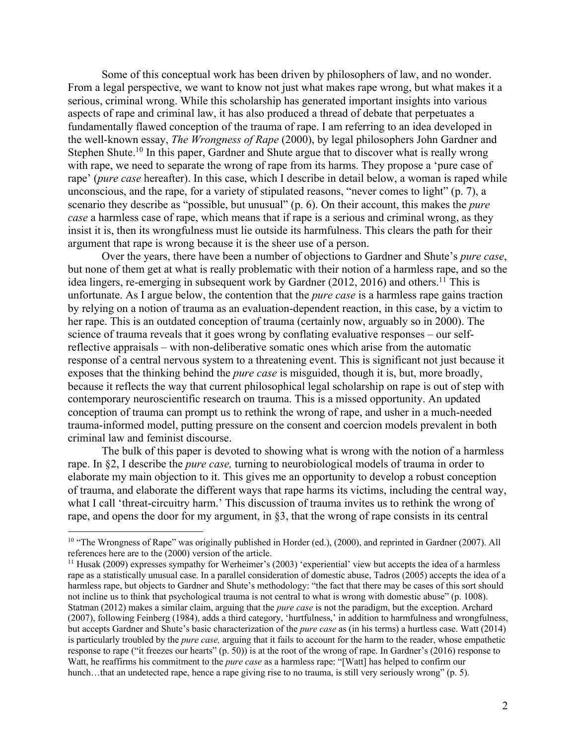Some of this conceptual work has been driven by philosophers of law, and no wonder. From a legal perspective, we want to know not just what makes rape wrong, but what makes it a serious, criminal wrong. While this scholarship has generated important insights into various aspects of rape and criminal law, it has also produced a thread of debate that perpetuates a fundamentally flawed conception of the trauma of rape. I am referring to an idea developed in the well-known essay, *The Wrongness of Rape* (2000), by legal philosophers John Gardner and Stephen Shute.[10] In this paper, Gardner and Shute argue that to discover what is really wrong with rape, we need to separate the wrong of rape from its harms. They propose a 'pure case of rape' (*pure case* hereafter). In this case, which I describe in detail below, a woman is raped while unconscious, and the rape, for a variety of stipulated reasons, "never comes to light" (p. 7), a scenario they describe as "possible, but unusual" (p. 6). On their account, this makes the *pure case* a harmless case of rape, which means that if rape is a serious and criminal wrong, as they insist it is, then its wrongfulness must lie outside its harmfulness. This clears the path for their argument that rape is wrong because it is the sheer use of a person.

Over the years, there have been a number of objections to Gardner and Shute's *pure case*, but none of them get at what is really problematic with their notion of a harmless rape, and so the idea lingers, re-emerging in subsequent work by Gardner (2012, 2016) and others.[11] This is unfortunate. As I argue below, the contention that the *pure case* is a harmless rape gains traction by relying on a notion of trauma as an evaluation-dependent reaction, in this case, by a victim to her rape. This is an outdated conception of trauma (certainly now, arguably so in 2000). The science of trauma reveals that it goes wrong by conflating evaluative responses – our self-reflective appraisals – with non-deliberative somatic ones which arise from the automatic response of a central nervous system to a threatening event. This is significant not just because it exposes that the thinking behind the *pure case* is misguided, though it is, but, more broadly, because it reflects the way that current philosophical legal scholarship on rape is out of step with contemporary neuroscientific research on trauma. This is a missed opportunity. An updated conception of trauma can prompt us to rethink the wrong of rape, and usher in a much-needed trauma-informed model, putting pressure on the consent and coercion models prevalent in both criminal law and feminist discourse.

The bulk of this paper is devoted to showing what is wrong with the notion of a harmless rape. In §2, I describe the *pure case,* turning to neurobiological models of trauma in order to elaborate my main objection to it. This gives me an opportunity to develop a robust conception of trauma, and elaborate the different ways that rape harms its victims, including the central way, what I call 'threat-circuitry harm.' This discussion of trauma invites us to rethink the wrong of rape, and opens the door for my argument, in §3, that the wrong of rape consists in its central

---

[10] "The Wrongness of Rape" was originally published in Horder (ed.), (2000), and reprinted in Gardner (2007). All references here are to the (2000) version of the article.

[11] Husak (2009) expresses sympathy for Werheimer's (2003) 'experiential' view but accepts the idea of a harmless rape as a statistically unusual case. In a parallel consideration of domestic abuse, Tadros (2005) accepts the idea of a harmless rape, but objects to Gardner and Shute's methodology: "the fact that there may be cases of this sort should not incline us to think that psychological trauma is not central to what is wrong with domestic abuse" (p. 1008). Statman (2012) makes a similar claim, arguing that the *pure case* is not the paradigm, but the exception. Archard (2007), following Feinberg (1984), adds a third category, 'hurtfulness,' in addition to harmfulness and wrongfulness, but accepts Gardner and Shute's basic characterization of the *pure case* as (in his terms) a hurtless case. Watt (2014) is particularly troubled by the *pure case,* arguing that it fails to account for the harm to the reader, whose empathetic response to rape ("it freezes our hearts" (p. 50)) is at the root of the wrong of rape. In Gardner's (2016) response to Watt, he reaffirms his commitment to the *pure case* as a harmless rape: "[Watt] has helped to confirm our hunch…that an undetected rape, hence a rape giving rise to no trauma, is still very seriously wrong" (p. 5).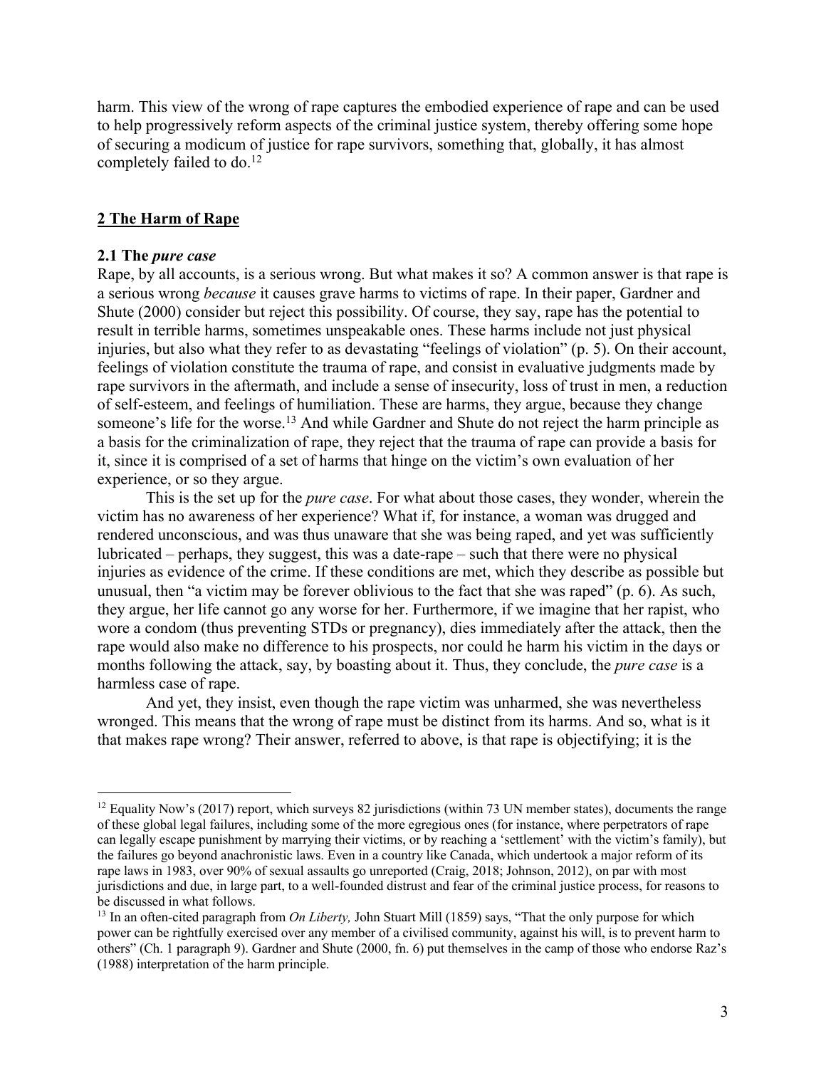harm. This view of the wrong of rape captures the embodied experience of rape and can be used to help progressively reform aspects of the criminal justice system, thereby offering some hope of securing a modicum of justice for rape survivors, something that, globally, it has almost completely failed to do.[12]

## 2 The Harm of Rape

### 2.1 The *pure case*

Rape, by all accounts, is a serious wrong. But what makes it so? A common answer is that rape is a serious wrong *because* it causes grave harms to victims of rape. In their paper, Gardner and Shute (2000) consider but reject this possibility. Of course, they say, rape has the potential to result in terrible harms, sometimes unspeakable ones. These harms include not just physical injuries, but also what they refer to as devastating "feelings of violation" (p. 5). On their account, feelings of violation constitute the trauma of rape, and consist in evaluative judgments made by rape survivors in the aftermath, and include a sense of insecurity, loss of trust in men, a reduction of self-esteem, and feelings of humiliation. These are harms, they argue, because they change someone's life for the worse.[13] And while Gardner and Shute do not reject the harm principle as a basis for the criminalization of rape, they reject that the trauma of rape can provide a basis for it, since it is comprised of a set of harms that hinge on the victim's own evaluation of her experience, or so they argue.

This is the set up for the *pure case*. For what about those cases, they wonder, wherein the victim has no awareness of her experience? What if, for instance, a woman was drugged and rendered unconscious, and was thus unaware that she was being raped, and yet was sufficiently lubricated – perhaps, they suggest, this was a date-rape – such that there were no physical injuries as evidence of the crime. If these conditions are met, which they describe as possible but unusual, then "a victim may be forever oblivious to the fact that she was raped" (p. 6). As such, they argue, her life cannot go any worse for her. Furthermore, if we imagine that her rapist, who wore a condom (thus preventing STDs or pregnancy), dies immediately after the attack, then the rape would also make no difference to his prospects, nor could he harm his victim in the days or months following the attack, say, by boasting about it. Thus, they conclude, the *pure case* is a harmless case of rape.

And yet, they insist, even though the rape victim was unharmed, she was nevertheless wronged. This means that the wrong of rape must be distinct from its harms. And so, what is it that makes rape wrong? Their answer, referred to above, is that rape is objectifying; it is the

---

[12] Equality Now's (2017) report, which surveys 82 jurisdictions (within 73 UN member states), documents the range of these global legal failures, including some of the more egregious ones (for instance, where perpetrators of rape can legally escape punishment by marrying their victims, or by reaching a 'settlement' with the victim's family), but the failures go beyond anachronistic laws. Even in a country like Canada, which undertook a major reform of its rape laws in 1983, over 90% of sexual assaults go unreported (Craig, 2018; Johnson, 2012), on par with most jurisdictions and due, in large part, to a well-founded distrust and fear of the criminal justice process, for reasons to be discussed in what follows.

[13] In an often-cited paragraph from *On Liberty,* John Stuart Mill (1859) says, "That the only purpose for which power can be rightfully exercised over any member of a civilised community, against his will, is to prevent harm to others" (Ch. 1 paragraph 9). Gardner and Shute (2000, fn. 6) put themselves in the camp of those who endorse Raz's (1988) interpretation of the harm principle.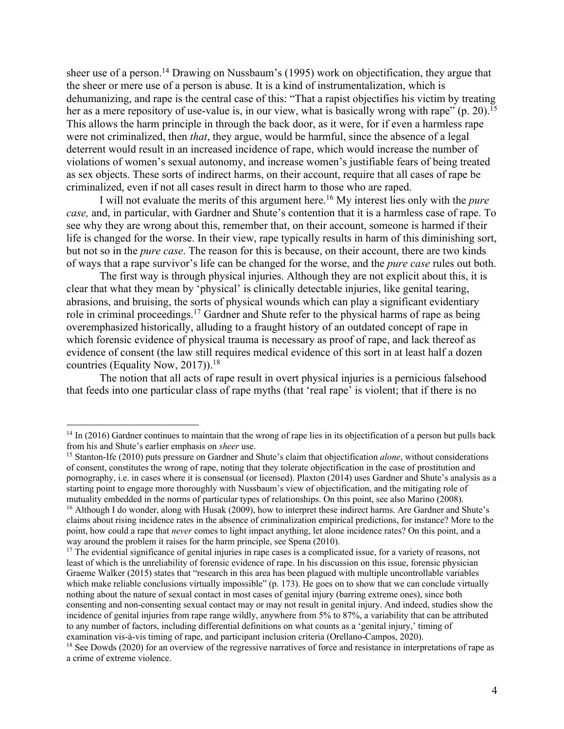sheer use of a person.[14] Drawing on Nussbaum's (1995) work on objectification, they argue that the sheer or mere use of a person is abuse. It is a kind of instrumentalization, which is dehumanizing, and rape is the central case of this: "That a rapist objectifies his victim by treating her as a mere repository of use-value is, in our view, what is basically wrong with rape" (p. 20).[15] This allows the harm principle in through the back door, as it were, for if even a harmless rape were not criminalized, then *that*, they argue, would be harmful, since the absence of a legal deterrent would result in an increased incidence of rape, which would increase the number of violations of women's sexual autonomy, and increase women's justifiable fears of being treated as sex objects. These sorts of indirect harms, on their account, require that all cases of rape be criminalized, even if not all cases result in direct harm to those who are raped.

I will not evaluate the merits of this argument here.[16] My interest lies only with the *pure case,* and, in particular, with Gardner and Shute's contention that it is a harmless case of rape. To see why they are wrong about this, remember that, on their account, someone is harmed if their life is changed for the worse. In their view, rape typically results in harm of this diminishing sort, but not so in the *pure case*. The reason for this is because, on their account, there are two kinds of ways that a rape survivor's life can be changed for the worse, and the *pure case* rules out both.

The first way is through physical injuries. Although they are not explicit about this, it is clear that what they mean by 'physical' is clinically detectable injuries, like genital tearing, abrasions, and bruising, the sorts of physical wounds which can play a significant evidentiary role in criminal proceedings.[17] Gardner and Shute refer to the physical harms of rape as being overemphasized historically, alluding to a fraught history of an outdated concept of rape in which forensic evidence of physical trauma is necessary as proof of rape, and lack thereof as evidence of consent (the law still requires medical evidence of this sort in at least half a dozen countries (Equality Now, 2017)).[18]

The notion that all acts of rape result in overt physical injuries is a pernicious falsehood that feeds into one particular class of rape myths (that 'real rape' is violent; that if there is no

---

[14] In (2016) Gardner continues to maintain that the wrong of rape lies in its objectification of a person but pulls back from his and Shute's earlier emphasis on *sheer* use.

[15] Stanton-Ife (2010) puts pressure on Gardner and Shute's claim that objectification *alone*, without considerations of consent, constitutes the wrong of rape, noting that they tolerate objectification in the case of prostitution and pornography, i.e. in cases where it is consensual (or licensed). Plaxton (2014) uses Gardner and Shute's analysis as a starting point to engage more thoroughly with Nussbaum's view of objectification, and the mitigating role of mutuality embedded in the norms of particular types of relationships. On this point, see also Marino (2008).

[16] Although I do wonder, along with Husak (2009), how to interpret these indirect harms. Are Gardner and Shute's claims about rising incidence rates in the absence of criminalization empirical predictions, for instance? More to the point, how could a rape that *never* comes to light impact anything, let alone incidence rates? On this point, and a way around the problem it raises for the harm principle, see Spena (2010).

[17] The evidential significance of genital injuries in rape cases is a complicated issue, for a variety of reasons, not least of which is the unreliability of forensic evidence of rape. In his discussion on this issue, forensic physician Graeme Walker (2015) states that "research in this area has been plagued with multiple uncontrollable variables which make reliable conclusions virtually impossible" (p. 173). He goes on to show that we can conclude virtually nothing about the nature of sexual contact in most cases of genital injury (barring extreme ones), since both consenting and non-consenting sexual contact may or may not result in genital injury. And indeed, studies show the incidence of genital injuries from rape range wildly, anywhere from 5% to 87%, a variability that can be attributed to any number of factors, including differential definitions on what counts as a 'genital injury,' timing of examination vis-à-vis timing of rape, and participant inclusion criteria (Orellano-Campos, 2020).

[18] See Dowds (2020) for an overview of the regressive narratives of force and resistance in interpretations of rape as a crime of extreme violence.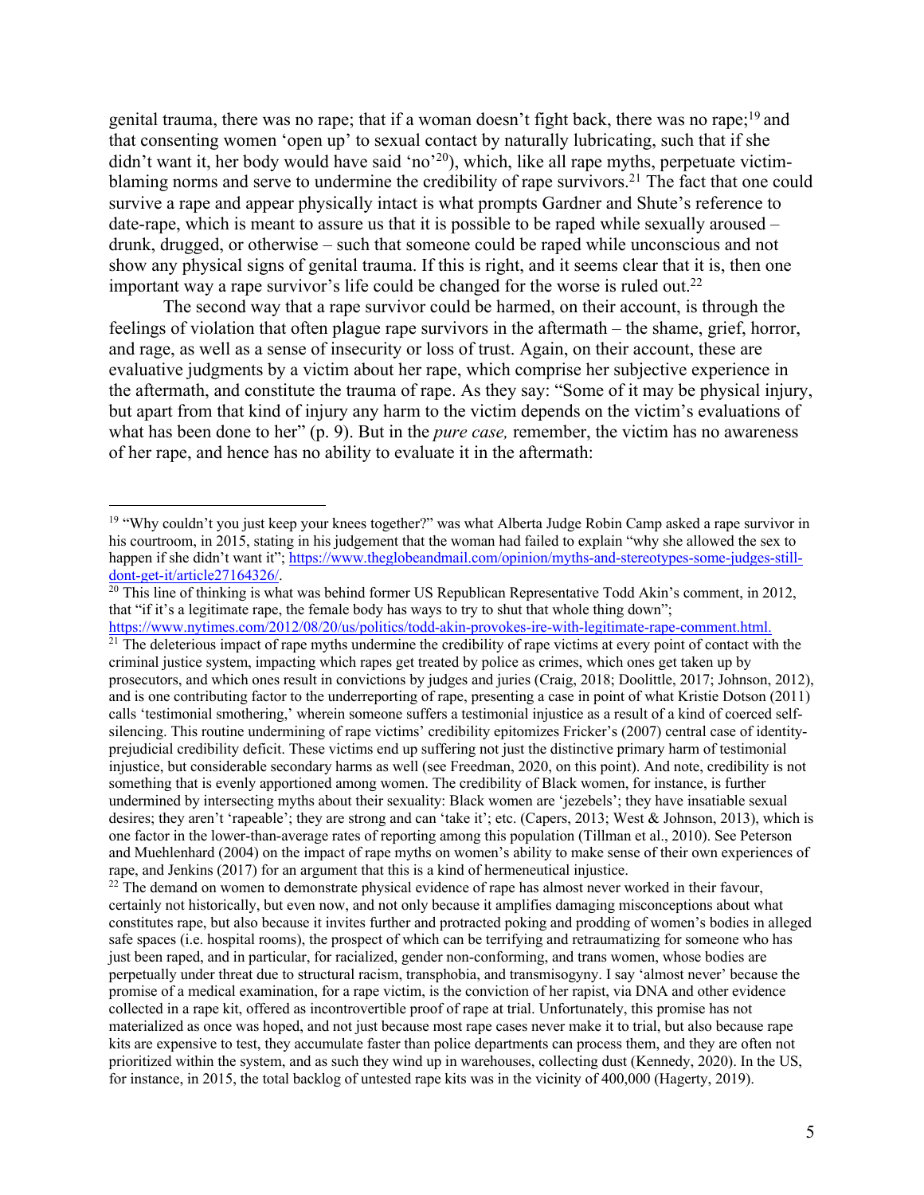genital trauma, there was no rape; that if a woman doesn't fight back, there was no rape;[19] and that consenting women 'open up' to sexual contact by naturally lubricating, such that if she didn't want it, her body would have said 'no'[20]), which, like all rape myths, perpetuate victim-blaming norms and serve to undermine the credibility of rape survivors.[21] The fact that one could survive a rape and appear physically intact is what prompts Gardner and Shute's reference to date-rape, which is meant to assure us that it is possible to be raped while sexually aroused – drunk, drugged, or otherwise – such that someone could be raped while unconscious and not show any physical signs of genital trauma. If this is right, and it seems clear that it is, then one important way a rape survivor's life could be changed for the worse is ruled out.[22]

The second way that a rape survivor could be harmed, on their account, is through the feelings of violation that often plague rape survivors in the aftermath – the shame, grief, horror, and rage, as well as a sense of insecurity or loss of trust. Again, on their account, these are evaluative judgments by a victim about her rape, which comprise her subjective experience in the aftermath, and constitute the trauma of rape. As they say: "Some of it may be physical injury, but apart from that kind of injury any harm to the victim depends on the victim's evaluations of what has been done to her" (p. 9). But in the *pure case,* remember, the victim has no awareness of her rape, and hence has no ability to evaluate it in the aftermath:

---

[19] "Why couldn't you just keep your knees together?" was what Alberta Judge Robin Camp asked a rape survivor in his courtroom, in 2015, stating in his judgement that the woman had failed to explain "why she allowed the sex to happen if she didn't want it"; https://www.theglobeandmail.com/opinion/myths-and-stereotypes-some-judges-still-dont-get-it/article27164326/.

[20] This line of thinking is what was behind former US Republican Representative Todd Akin's comment, in 2012, that "if it's a legitimate rape, the female body has ways to try to shut that whole thing down"; https://www.nytimes.com/2012/08/20/us/politics/todd-akin-provokes-ire-with-legitimate-rape-comment.html.

[21] The deleterious impact of rape myths undermine the credibility of rape victims at every point of contact with the criminal justice system, impacting which rapes get treated by police as crimes, which ones get taken up by prosecutors, and which ones result in convictions by judges and juries (Craig, 2018; Doolittle, 2017; Johnson, 2012), and is one contributing factor to the underreporting of rape, presenting a case in point of what Kristie Dotson (2011) calls 'testimonial smothering,' wherein someone suffers a testimonial injustice as a result of a kind of coerced self-silencing. This routine undermining of rape victims' credibility epitomizes Fricker's (2007) central case of identity-prejudicial credibility deficit. These victims end up suffering not just the distinctive primary harm of testimonial injustice, but considerable secondary harms as well (see Freedman, 2020, on this point). And note, credibility is not something that is evenly apportioned among women. The credibility of Black women, for instance, is further undermined by intersecting myths about their sexuality: Black women are 'jezebels'; they have insatiable sexual desires; they aren't 'rapeable'; they are strong and can 'take it'; etc. (Capers, 2013; West & Johnson, 2013), which is one factor in the lower-than-average rates of reporting among this population (Tillman et al., 2010). See Peterson and Muehlenhard (2004) on the impact of rape myths on women's ability to make sense of their own experiences of rape, and Jenkins (2017) for an argument that this is a kind of hermeneutical injustice.

[22] The demand on women to demonstrate physical evidence of rape has almost never worked in their favour, certainly not historically, but even now, and not only because it amplifies damaging misconceptions about what constitutes rape, but also because it invites further and protracted poking and prodding of women's bodies in alleged safe spaces (i.e. hospital rooms), the prospect of which can be terrifying and retraumatizing for someone who has just been raped, and in particular, for racialized, gender non-conforming, and trans women, whose bodies are perpetually under threat due to structural racism, transphobia, and transmisogyny. I say 'almost never' because the promise of a medical examination, for a rape victim, is the conviction of her rapist, via DNA and other evidence collected in a rape kit, offered as incontrovertible proof of rape at trial. Unfortunately, this promise has not materialized as once was hoped, and not just because most rape cases never make it to trial, but also because rape kits are expensive to test, they accumulate faster than police departments can process them, and they are often not prioritized within the system, and as such they wind up in warehouses, collecting dust (Kennedy, 2020). In the US, for instance, in 2015, the total backlog of untested rape kits was in the vicinity of 400,000 (Hagerty, 2019).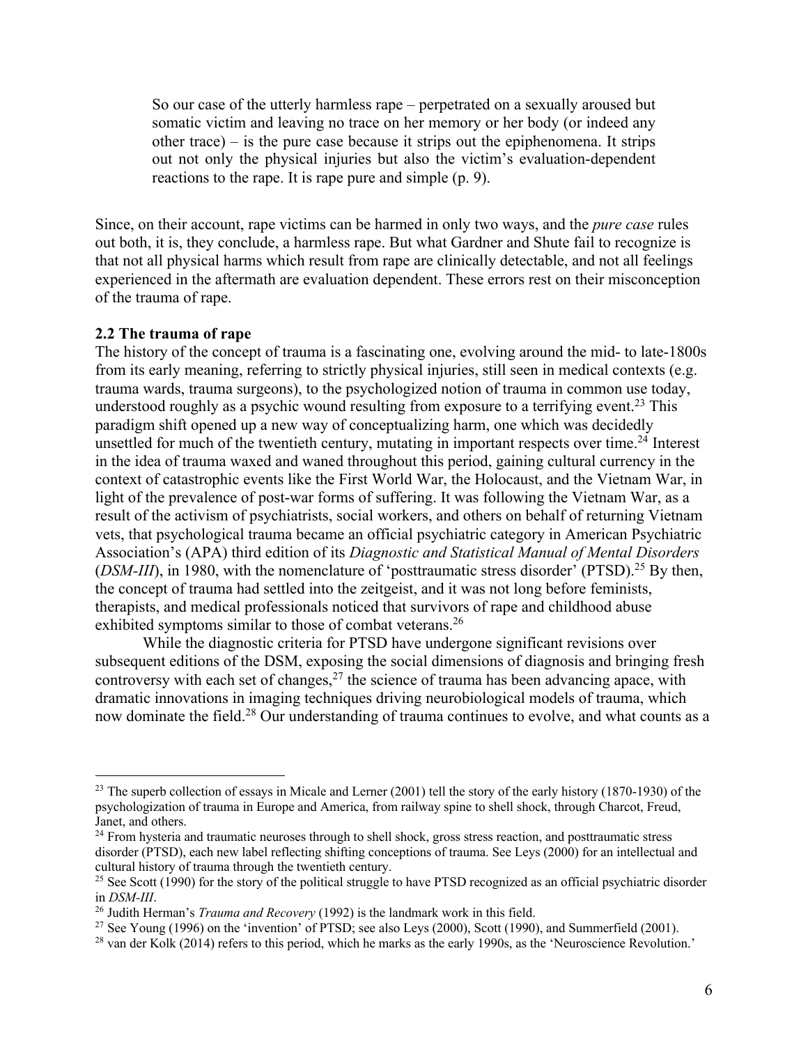> So our case of the utterly harmless rape – perpetrated on a sexually aroused but somatic victim and leaving no trace on her memory or her body (or indeed any other trace) – is the pure case because it strips out the epiphenomena. It strips out not only the physical injuries but also the victim's evaluation-dependent reactions to the rape. It is rape pure and simple (p. 9).

Since, on their account, rape victims can be harmed in only two ways, and the *pure case* rules out both, it is, they conclude, a harmless rape. But what Gardner and Shute fail to recognize is that not all physical harms which result from rape are clinically detectable, and not all feelings experienced in the aftermath are evaluation dependent. These errors rest on their misconception of the trauma of rape.

### 2.2 The trauma of rape

The history of the concept of trauma is a fascinating one, evolving around the mid- to late-1800s from its early meaning, referring to strictly physical injuries, still seen in medical contexts (e.g. trauma wards, trauma surgeons), to the psychologized notion of trauma in common use today, understood roughly as a psychic wound resulting from exposure to a terrifying event.[23] This paradigm shift opened up a new way of conceptualizing harm, one which was decidedly unsettled for much of the twentieth century, mutating in important respects over time.[24] Interest in the idea of trauma waxed and waned throughout this period, gaining cultural currency in the context of catastrophic events like the First World War, the Holocaust, and the Vietnam War, in light of the prevalence of post-war forms of suffering. It was following the Vietnam War, as a result of the activism of psychiatrists, social workers, and others on behalf of returning Vietnam vets, that psychological trauma became an official psychiatric category in American Psychiatric Association's (APA) third edition of its *Diagnostic and Statistical Manual of Mental Disorders* (*DSM-III*), in 1980, with the nomenclature of 'posttraumatic stress disorder' (PTSD).[25] By then, the concept of trauma had settled into the zeitgeist, and it was not long before feminists, therapists, and medical professionals noticed that survivors of rape and childhood abuse exhibited symptoms similar to those of combat veterans.[26]

While the diagnostic criteria for PTSD have undergone significant revisions over subsequent editions of the DSM, exposing the social dimensions of diagnosis and bringing fresh controversy with each set of changes,[27] the science of trauma has been advancing apace, with dramatic innovations in imaging techniques driving neurobiological models of trauma, which now dominate the field.[28] Our understanding of trauma continues to evolve, and what counts as a

---

[23] The superb collection of essays in Micale and Lerner (2001) tell the story of the early history (1870-1930) of the psychologization of trauma in Europe and America, from railway spine to shell shock, through Charcot, Freud, Janet, and others.

[24] From hysteria and traumatic neuroses through to shell shock, gross stress reaction, and posttraumatic stress disorder (PTSD), each new label reflecting shifting conceptions of trauma. See Leys (2000) for an intellectual and cultural history of trauma through the twentieth century.

[25] See Scott (1990) for the story of the political struggle to have PTSD recognized as an official psychiatric disorder in *DSM-III*.

[26] Judith Herman's *Trauma and Recovery* (1992) is the landmark work in this field.

[27] See Young (1996) on the 'invention' of PTSD; see also Leys (2000), Scott (1990), and Summerfield (2001).

[28] van der Kolk (2014) refers to this period, which he marks as the early 1990s, as the 'Neuroscience Revolution.'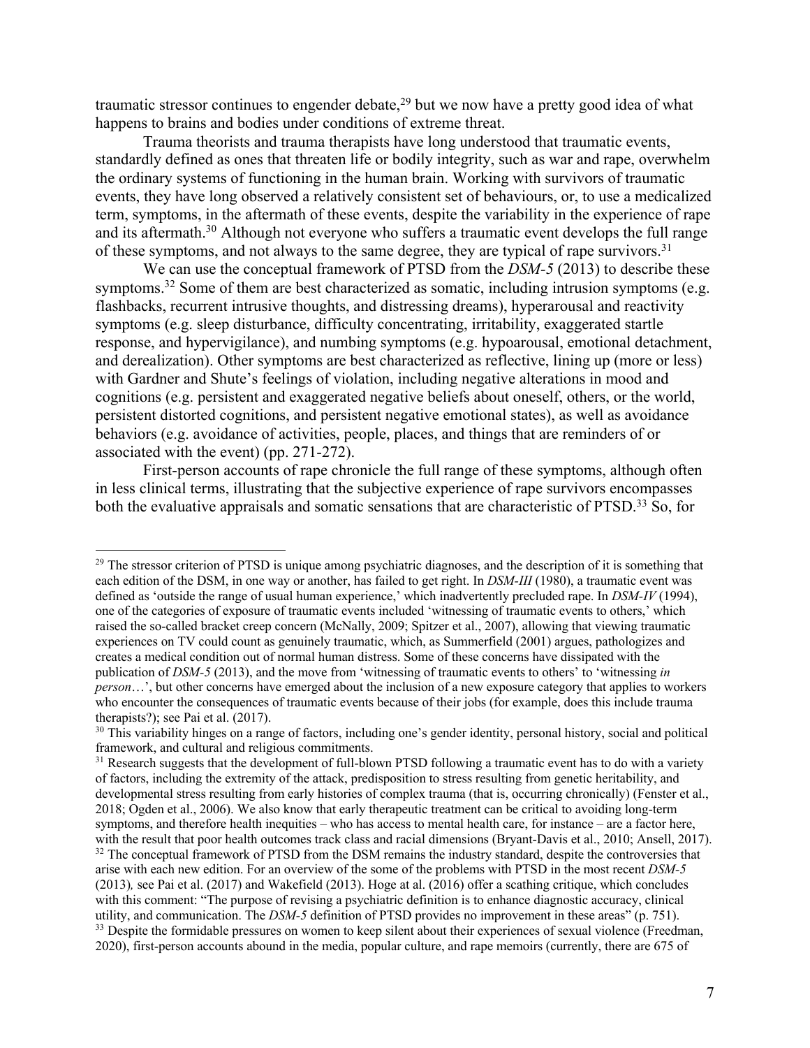traumatic stressor continues to engender debate,[29] but we now have a pretty good idea of what happens to brains and bodies under conditions of extreme threat.

Trauma theorists and trauma therapists have long understood that traumatic events, standardly defined as ones that threaten life or bodily integrity, such as war and rape, overwhelm the ordinary systems of functioning in the human brain. Working with survivors of traumatic events, they have long observed a relatively consistent set of behaviours, or, to use a medicalized term, symptoms, in the aftermath of these events, despite the variability in the experience of rape and its aftermath.[30] Although not everyone who suffers a traumatic event develops the full range of these symptoms, and not always to the same degree, they are typical of rape survivors.[31]

We can use the conceptual framework of PTSD from the *DSM-5* (2013) to describe these symptoms.[32] Some of them are best characterized as somatic, including intrusion symptoms (e.g. flashbacks, recurrent intrusive thoughts, and distressing dreams), hyperarousal and reactivity symptoms (e.g. sleep disturbance, difficulty concentrating, irritability, exaggerated startle response, and hypervigilance), and numbing symptoms (e.g. hypoarousal, emotional detachment, and derealization). Other symptoms are best characterized as reflective, lining up (more or less) with Gardner and Shute's feelings of violation, including negative alterations in mood and cognitions (e.g. persistent and exaggerated negative beliefs about oneself, others, or the world, persistent distorted cognitions, and persistent negative emotional states), as well as avoidance behaviors (e.g. avoidance of activities, people, places, and things that are reminders of or associated with the event) (pp. 271-272).

First-person accounts of rape chronicle the full range of these symptoms, although often in less clinical terms, illustrating that the subjective experience of rape survivors encompasses both the evaluative appraisals and somatic sensations that are characteristic of PTSD.[33] So, for

---

[29] The stressor criterion of PTSD is unique among psychiatric diagnoses, and the description of it is something that each edition of the DSM, in one way or another, has failed to get right. In *DSM-III* (1980), a traumatic event was defined as 'outside the range of usual human experience,' which inadvertently precluded rape. In *DSM-IV* (1994), one of the categories of exposure of traumatic events included 'witnessing of traumatic events to others,' which raised the so-called bracket creep concern (McNally, 2009; Spitzer et al., 2007), allowing that viewing traumatic experiences on TV could count as genuinely traumatic, which, as Summerfield (2001) argues, pathologizes and creates a medical condition out of normal human distress. Some of these concerns have dissipated with the publication of *DSM-5* (2013), and the move from 'witnessing of traumatic events to others' to 'witnessing *in person*…', but other concerns have emerged about the inclusion of a new exposure category that applies to workers who encounter the consequences of traumatic events because of their jobs (for example, does this include trauma therapists?); see Pai et al. (2017).

[30] This variability hinges on a range of factors, including one's gender identity, personal history, social and political framework, and cultural and religious commitments.

[31] Research suggests that the development of full-blown PTSD following a traumatic event has to do with a variety of factors, including the extremity of the attack, predisposition to stress resulting from genetic heritability, and developmental stress resulting from early histories of complex trauma (that is, occurring chronically) (Fenster et al., 2018; Ogden et al., 2006). We also know that early therapeutic treatment can be critical to avoiding long-term symptoms, and therefore health inequities – who has access to mental health care, for instance – are a factor here, with the result that poor health outcomes track class and racial dimensions (Bryant-Davis et al., 2010; Ansell, 2017).

[32] The conceptual framework of PTSD from the DSM remains the industry standard, despite the controversies that arise with each new edition. For an overview of the some of the problems with PTSD in the most recent *DSM-5* (2013)*,* see Pai et al. (2017) and Wakefield (2013). Hoge at al. (2016) offer a scathing critique, which concludes with this comment: "The purpose of revising a psychiatric definition is to enhance diagnostic accuracy, clinical utility, and communication. The *DSM-5* definition of PTSD provides no improvement in these areas" (p. 751).

[33] Despite the formidable pressures on women to keep silent about their experiences of sexual violence (Freedman, 2020), first-person accounts abound in the media, popular culture, and rape memoirs (currently, there are 675 of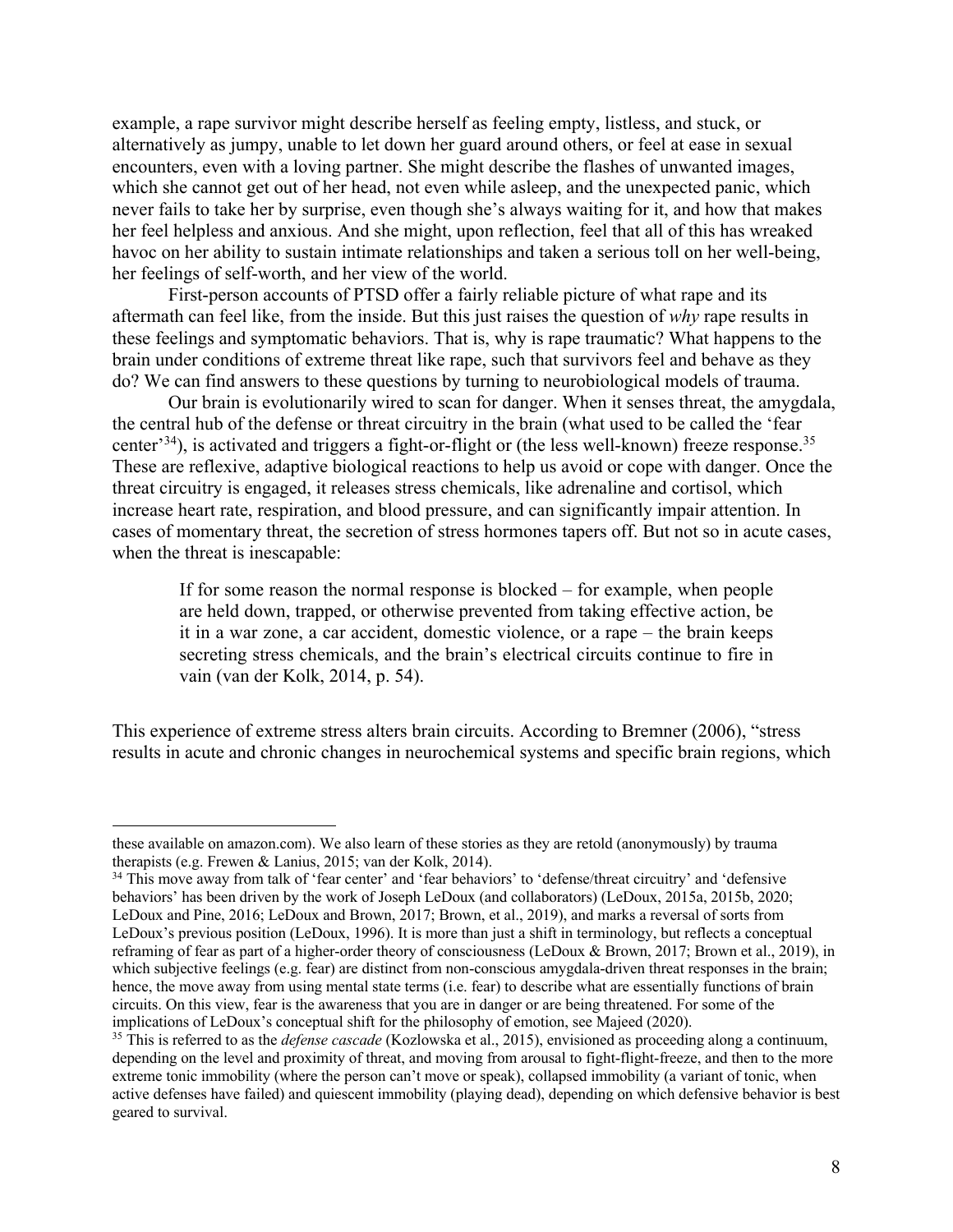example, a rape survivor might describe herself as feeling empty, listless, and stuck, or alternatively as jumpy, unable to let down her guard around others, or feel at ease in sexual encounters, even with a loving partner. She might describe the flashes of unwanted images, which she cannot get out of her head, not even while asleep, and the unexpected panic, which never fails to take her by surprise, even though she's always waiting for it, and how that makes her feel helpless and anxious. And she might, upon reflection, feel that all of this has wreaked havoc on her ability to sustain intimate relationships and taken a serious toll on her well-being, her feelings of self-worth, and her view of the world.

First-person accounts of PTSD offer a fairly reliable picture of what rape and its aftermath can feel like, from the inside. But this just raises the question of *why* rape results in these feelings and symptomatic behaviors. That is, why is rape traumatic? What happens to the brain under conditions of extreme threat like rape, such that survivors feel and behave as they do? We can find answers to these questions by turning to neurobiological models of trauma.

Our brain is evolutionarily wired to scan for danger. When it senses threat, the amygdala, the central hub of the defense or threat circuitry in the brain (what used to be called the 'fear center'[34]), is activated and triggers a fight-or-flight or (the less well-known) freeze response.[35] These are reflexive, adaptive biological reactions to help us avoid or cope with danger. Once the threat circuitry is engaged, it releases stress chemicals, like adrenaline and cortisol, which increase heart rate, respiration, and blood pressure, and can significantly impair attention. In cases of momentary threat, the secretion of stress hormones tapers off. But not so in acute cases, when the threat is inescapable:

> If for some reason the normal response is blocked – for example, when people are held down, trapped, or otherwise prevented from taking effective action, be it in a war zone, a car accident, domestic violence, or a rape – the brain keeps secreting stress chemicals, and the brain's electrical circuits continue to fire in vain (van der Kolk, 2014, p. 54).

This experience of extreme stress alters brain circuits. According to Bremner (2006), "stress results in acute and chronic changes in neurochemical systems and specific brain regions, which

---

these available on amazon.com). We also learn of these stories as they are retold (anonymously) by trauma therapists (e.g. Frewen & Lanius, 2015; van der Kolk, 2014).

[34] This move away from talk of 'fear center' and 'fear behaviors' to 'defense/threat circuitry' and 'defensive behaviors' has been driven by the work of Joseph LeDoux (and collaborators) (LeDoux, 2015a, 2015b, 2020; LeDoux and Pine, 2016; LeDoux and Brown, 2017; Brown, et al., 2019), and marks a reversal of sorts from LeDoux's previous position (LeDoux, 1996). It is more than just a shift in terminology, but reflects a conceptual reframing of fear as part of a higher-order theory of consciousness (LeDoux & Brown, 2017; Brown et al., 2019), in which subjective feelings (e.g. fear) are distinct from non-conscious amygdala-driven threat responses in the brain; hence, the move away from using mental state terms (i.e. fear) to describe what are essentially functions of brain circuits. On this view, fear is the awareness that you are in danger or are being threatened. For some of the implications of LeDoux's conceptual shift for the philosophy of emotion, see Majeed (2020).

[35] This is referred to as the *defense cascade* (Kozlowska et al., 2015), envisioned as proceeding along a continuum, depending on the level and proximity of threat, and moving from arousal to fight-flight-freeze, and then to the more extreme tonic immobility (where the person can't move or speak), collapsed immobility (a variant of tonic, when active defenses have failed) and quiescent immobility (playing dead), depending on which defensive behavior is best geared to survival.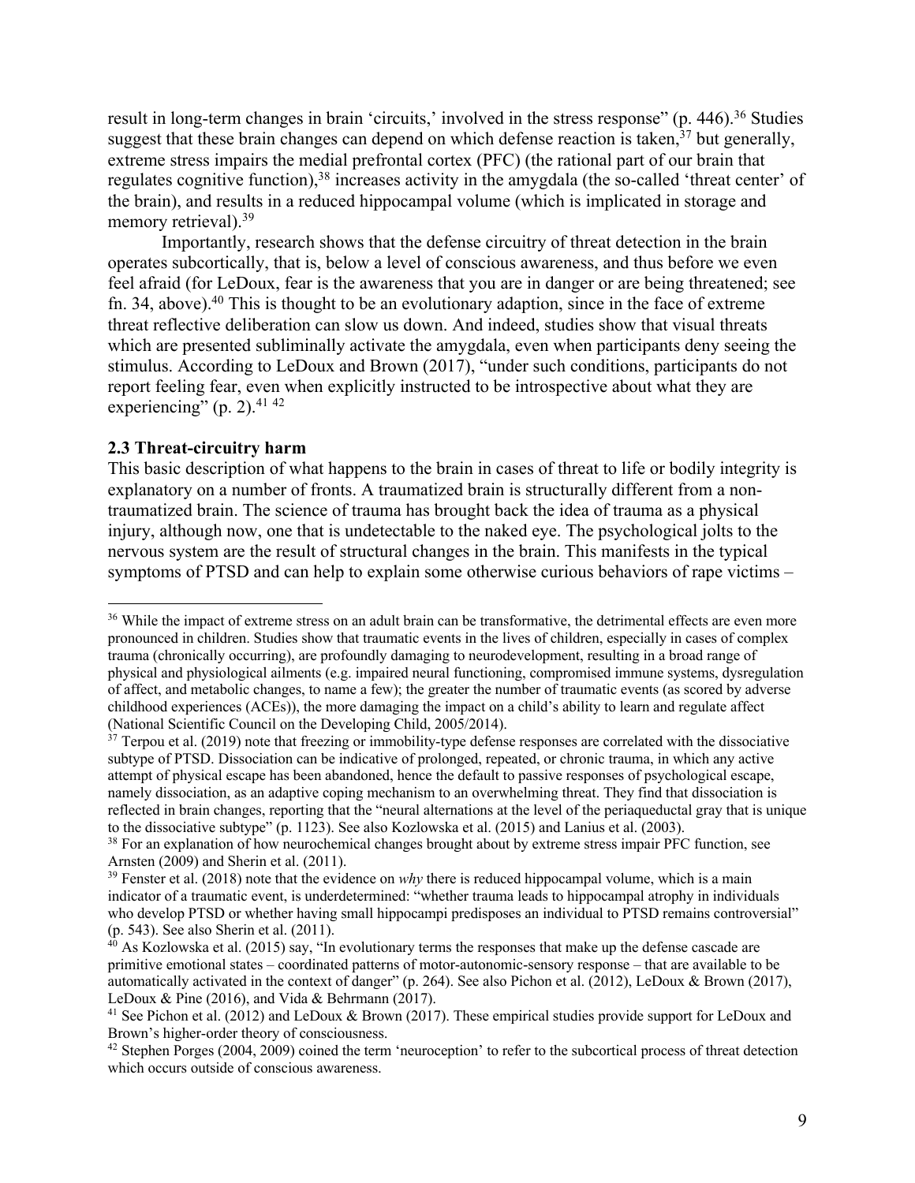result in long-term changes in brain 'circuits,' involved in the stress response" (p. 446).[36] Studies suggest that these brain changes can depend on which defense reaction is taken,[37] but generally, extreme stress impairs the medial prefrontal cortex (PFC) (the rational part of our brain that regulates cognitive function),[38] increases activity in the amygdala (the so-called 'threat center' of the brain), and results in a reduced hippocampal volume (which is implicated in storage and memory retrieval).[39]

Importantly, research shows that the defense circuitry of threat detection in the brain operates subcortically, that is, below a level of conscious awareness, and thus before we even feel afraid (for LeDoux, fear is the awareness that you are in danger or are being threatened; see fn. 34, above).[40] This is thought to be an evolutionary adaption, since in the face of extreme threat reflective deliberation can slow us down. And indeed, studies show that visual threats which are presented subliminally activate the amygdala, even when participants deny seeing the stimulus. According to LeDoux and Brown (2017), "under such conditions, participants do not report feeling fear, even when explicitly instructed to be introspective about what they are experiencing" (p. 2).[41] [42]

### 2.3 Threat-circuitry harm

This basic description of what happens to the brain in cases of threat to life or bodily integrity is explanatory on a number of fronts. A traumatized brain is structurally different from a non-traumatized brain. The science of trauma has brought back the idea of trauma as a physical injury, although now, one that is undetectable to the naked eye. The psychological jolts to the nervous system are the result of structural changes in the brain. This manifests in the typical symptoms of PTSD and can help to explain some otherwise curious behaviors of rape victims –

---

[36] While the impact of extreme stress on an adult brain can be transformative, the detrimental effects are even more pronounced in children. Studies show that traumatic events in the lives of children, especially in cases of complex trauma (chronically occurring), are profoundly damaging to neurodevelopment, resulting in a broad range of physical and physiological ailments (e.g. impaired neural functioning, compromised immune systems, dysregulation of affect, and metabolic changes, to name a few); the greater the number of traumatic events (as scored by adverse childhood experiences (ACEs)), the more damaging the impact on a child's ability to learn and regulate affect (National Scientific Council on the Developing Child, 2005/2014).

[37] Terpou et al. (2019) note that freezing or immobility-type defense responses are correlated with the dissociative subtype of PTSD. Dissociation can be indicative of prolonged, repeated, or chronic trauma, in which any active attempt of physical escape has been abandoned, hence the default to passive responses of psychological escape, namely dissociation, as an adaptive coping mechanism to an overwhelming threat. They find that dissociation is reflected in brain changes, reporting that the "neural alternations at the level of the periaqueductal gray that is unique to the dissociative subtype" (p. 1123). See also Kozlowska et al. (2015) and Lanius et al. (2003).

[38] For an explanation of how neurochemical changes brought about by extreme stress impair PFC function, see Arnsten (2009) and Sherin et al. (2011).

[39] Fenster et al. (2018) note that the evidence on *why* there is reduced hippocampal volume, which is a main indicator of a traumatic event, is underdetermined: "whether trauma leads to hippocampal atrophy in individuals who develop PTSD or whether having small hippocampi predisposes an individual to PTSD remains controversial" (p. 543). See also Sherin et al. (2011).

[40] As Kozlowska et al. (2015) say, "In evolutionary terms the responses that make up the defense cascade are primitive emotional states – coordinated patterns of motor-autonomic-sensory response – that are available to be automatically activated in the context of danger" (p. 264). See also Pichon et al. (2012), LeDoux & Brown (2017), LeDoux & Pine (2016), and Vida & Behrmann (2017).

[41] See Pichon et al. (2012) and LeDoux & Brown (2017). These empirical studies provide support for LeDoux and Brown's higher-order theory of consciousness.

[42] Stephen Porges (2004, 2009) coined the term 'neuroception' to refer to the subcortical process of threat detection which occurs outside of conscious awareness.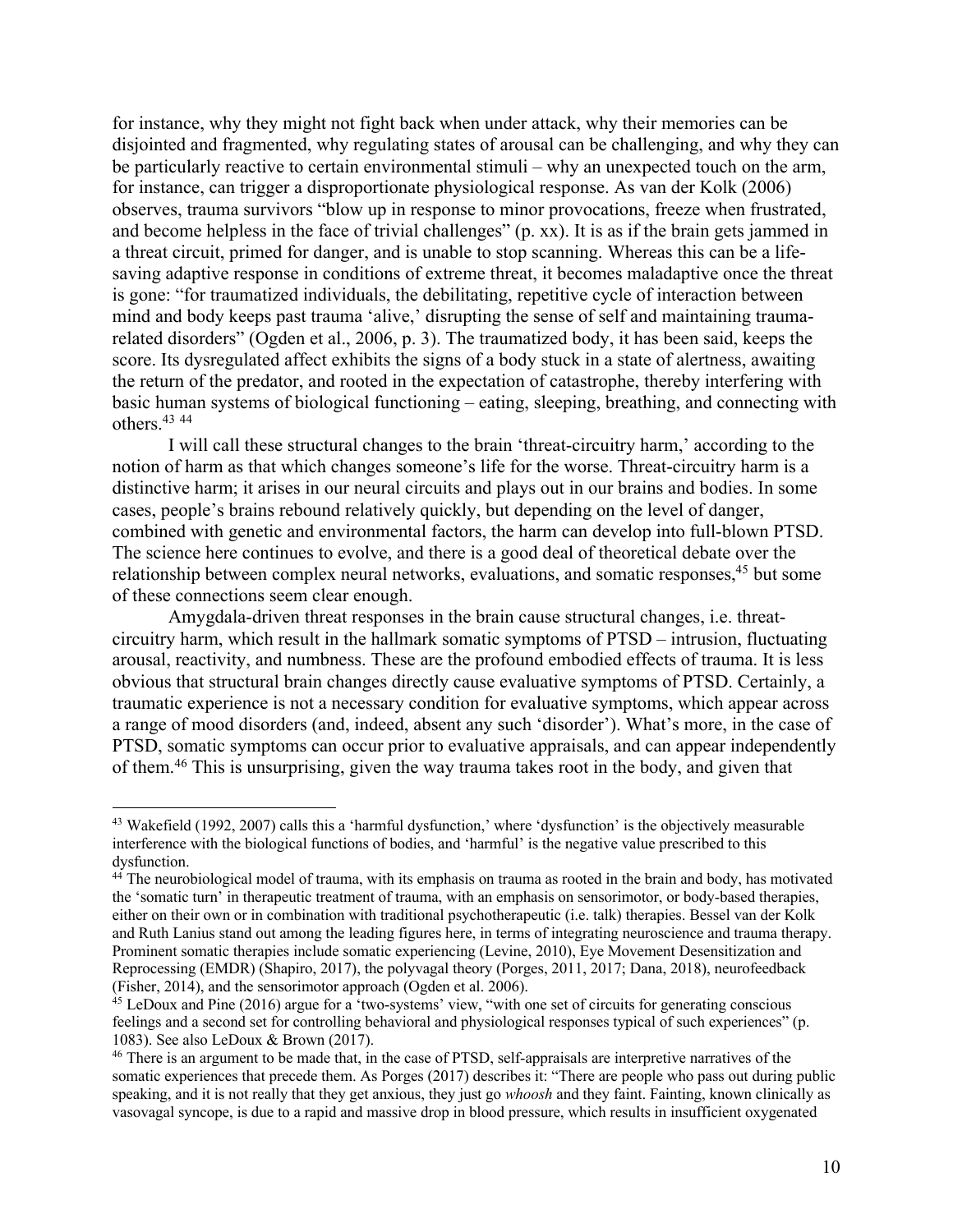for instance, why they might not fight back when under attack, why their memories can be disjointed and fragmented, why regulating states of arousal can be challenging, and why they can be particularly reactive to certain environmental stimuli – why an unexpected touch on the arm, for instance, can trigger a disproportionate physiological response. As van der Kolk (2006) observes, trauma survivors "blow up in response to minor provocations, freeze when frustrated, and become helpless in the face of trivial challenges" (p. xx). It is as if the brain gets jammed in a threat circuit, primed for danger, and is unable to stop scanning. Whereas this can be a life-saving adaptive response in conditions of extreme threat, it becomes maladaptive once the threat is gone: "for traumatized individuals, the debilitating, repetitive cycle of interaction between mind and body keeps past trauma 'alive,' disrupting the sense of self and maintaining trauma-related disorders" (Ogden et al., 2006, p. 3). The traumatized body, it has been said, keeps the score. Its dysregulated affect exhibits the signs of a body stuck in a state of alertness, awaiting the return of the predator, and rooted in the expectation of catastrophe, thereby interfering with basic human systems of biological functioning – eating, sleeping, breathing, and connecting with others.[43] [44]

I will call these structural changes to the brain 'threat-circuitry harm,' according to the notion of harm as that which changes someone's life for the worse. Threat-circuitry harm is a distinctive harm; it arises in our neural circuits and plays out in our brains and bodies. In some cases, people's brains rebound relatively quickly, but depending on the level of danger, combined with genetic and environmental factors, the harm can develop into full-blown PTSD. The science here continues to evolve, and there is a good deal of theoretical debate over the relationship between complex neural networks, evaluations, and somatic responses,[45] but some of these connections seem clear enough.

Amygdala-driven threat responses in the brain cause structural changes, i.e. threat-circuitry harm, which result in the hallmark somatic symptoms of PTSD – intrusion, fluctuating arousal, reactivity, and numbness. These are the profound embodied effects of trauma. It is less obvious that structural brain changes directly cause evaluative symptoms of PTSD. Certainly, a traumatic experience is not a necessary condition for evaluative symptoms, which appear across a range of mood disorders (and, indeed, absent any such 'disorder'). What's more, in the case of PTSD, somatic symptoms can occur prior to evaluative appraisals, and can appear independently of them.[46] This is unsurprising, given the way trauma takes root in the body, and given that

---

[43] Wakefield (1992, 2007) calls this a 'harmful dysfunction,' where 'dysfunction' is the objectively measurable interference with the biological functions of bodies, and 'harmful' is the negative value prescribed to this dysfunction.

[44] The neurobiological model of trauma, with its emphasis on trauma as rooted in the brain and body, has motivated the 'somatic turn' in therapeutic treatment of trauma, with an emphasis on sensorimotor, or body-based therapies, either on their own or in combination with traditional psychotherapeutic (i.e. talk) therapies. Bessel van der Kolk and Ruth Lanius stand out among the leading figures here, in terms of integrating neuroscience and trauma therapy. Prominent somatic therapies include somatic experiencing (Levine, 2010), Eye Movement Desensitization and Reprocessing (EMDR) (Shapiro, 2017), the polyvagal theory (Porges, 2011, 2017; Dana, 2018), neurofeedback (Fisher, 2014), and the sensorimotor approach (Ogden et al. 2006).

[45] LeDoux and Pine (2016) argue for a 'two-systems' view, "with one set of circuits for generating conscious feelings and a second set for controlling behavioral and physiological responses typical of such experiences" (p. 1083). See also LeDoux & Brown (2017).

[46] There is an argument to be made that, in the case of PTSD, self-appraisals are interpretive narratives of the somatic experiences that precede them. As Porges (2017) describes it: "There are people who pass out during public speaking, and it is not really that they get anxious, they just go *whoosh* and they faint. Fainting, known clinically as vasovagal syncope, is due to a rapid and massive drop in blood pressure, which results in insufficient oxygenated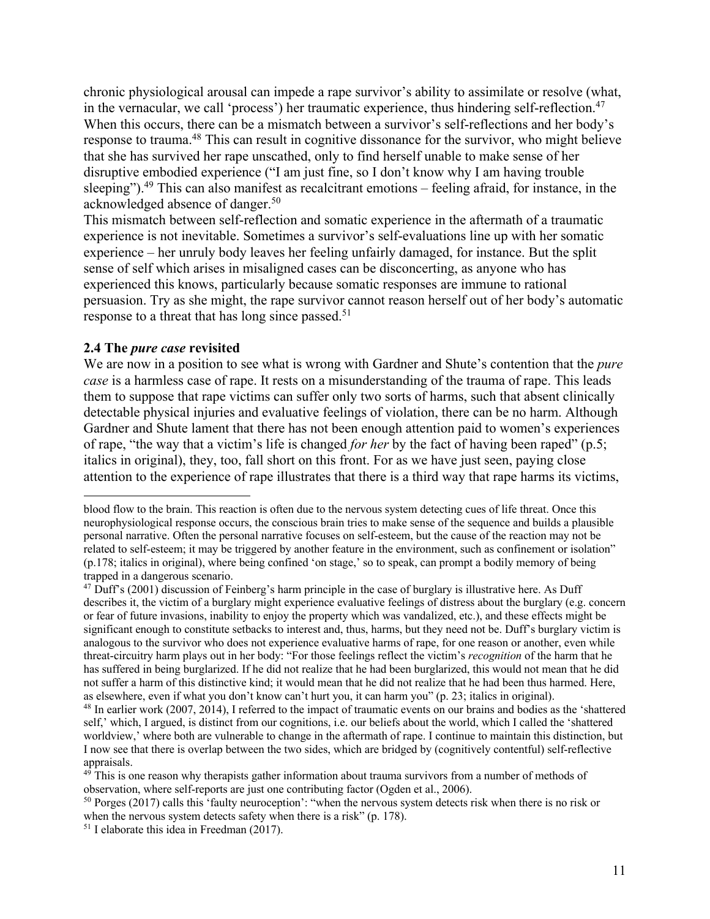chronic physiological arousal can impede a rape survivor's ability to assimilate or resolve (what, in the vernacular, we call 'process') her traumatic experience, thus hindering self-reflection.[47] When this occurs, there can be a mismatch between a survivor's self-reflections and her body's response to trauma.[48] This can result in cognitive dissonance for the survivor, who might believe that she has survived her rape unscathed, only to find herself unable to make sense of her disruptive embodied experience ("I am just fine, so I don't know why I am having trouble sleeping").[49] This can also manifest as recalcitrant emotions – feeling afraid, for instance, in the acknowledged absence of danger.[50]

This mismatch between self-reflection and somatic experience in the aftermath of a traumatic experience is not inevitable. Sometimes a survivor's self-evaluations line up with her somatic experience – her unruly body leaves her feeling unfairly damaged, for instance. But the split sense of self which arises in misaligned cases can be disconcerting, as anyone who has experienced this knows, particularly because somatic responses are immune to rational persuasion. Try as she might, the rape survivor cannot reason herself out of her body's automatic response to a threat that has long since passed.[51]

### 2.4 The *pure case* revisited

We are now in a position to see what is wrong with Gardner and Shute's contention that the *pure case* is a harmless case of rape. It rests on a misunderstanding of the trauma of rape. This leads them to suppose that rape victims can suffer only two sorts of harms, such that absent clinically detectable physical injuries and evaluative feelings of violation, there can be no harm. Although Gardner and Shute lament that there has not been enough attention paid to women's experiences of rape, "the way that a victim's life is changed *for her* by the fact of having been raped" (p.5; italics in original), they, too, fall short on this front. For as we have just seen, paying close attention to the experience of rape illustrates that there is a third way that rape harms its victims,

---

blood flow to the brain. This reaction is often due to the nervous system detecting cues of life threat. Once this neurophysiological response occurs, the conscious brain tries to make sense of the sequence and builds a plausible personal narrative. Often the personal narrative focuses on self-esteem, but the cause of the reaction may not be related to self-esteem; it may be triggered by another feature in the environment, such as confinement or isolation" (p.178; italics in original), where being confined 'on stage,' so to speak, can prompt a bodily memory of being trapped in a dangerous scenario.

[47] Duff's (2001) discussion of Feinberg's harm principle in the case of burglary is illustrative here. As Duff describes it, the victim of a burglary might experience evaluative feelings of distress about the burglary (e.g. concern or fear of future invasions, inability to enjoy the property which was vandalized, etc.), and these effects might be significant enough to constitute setbacks to interest and, thus, harms, but they need not be. Duff's burglary victim is analogous to the survivor who does not experience evaluative harms of rape, for one reason or another, even while threat-circuitry harm plays out in her body: "For those feelings reflect the victim's *recognition* of the harm that he has suffered in being burglarized. If he did not realize that he had been burglarized, this would not mean that he did not suffer a harm of this distinctive kind; it would mean that he did not realize that he had been thus harmed. Here, as elsewhere, even if what you don't know can't hurt you, it can harm you" (p. 23; italics in original).

[48] In earlier work (2007, 2014), I referred to the impact of traumatic events on our brains and bodies as the 'shattered self,' which, I argued, is distinct from our cognitions, i.e. our beliefs about the world, which I called the 'shattered worldview,' where both are vulnerable to change in the aftermath of rape. I continue to maintain this distinction, but I now see that there is overlap between the two sides, which are bridged by (cognitively contentful) self-reflective appraisals.

[49] This is one reason why therapists gather information about trauma survivors from a number of methods of observation, where self-reports are just one contributing factor (Ogden et al., 2006).

[50] Porges (2017) calls this 'faulty neuroception': "when the nervous system detects risk when there is no risk or when the nervous system detects safety when there is a risk" (p. 178).

[51] I elaborate this idea in Freedman (2017).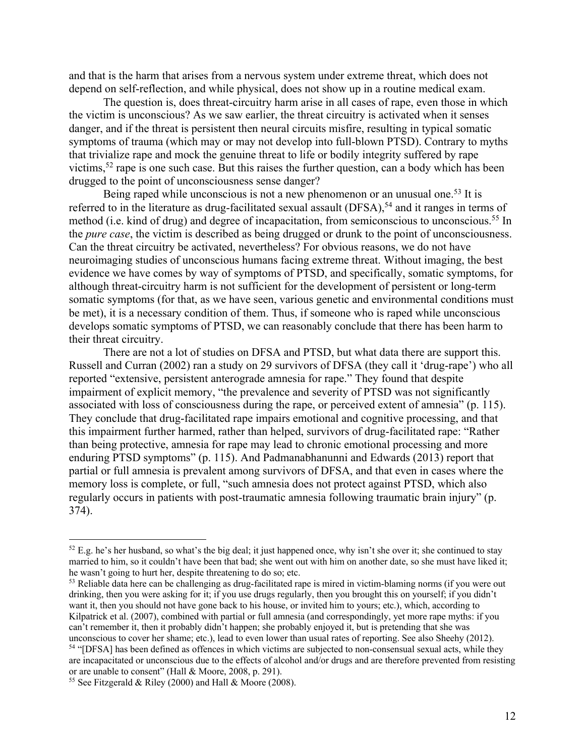and that is the harm that arises from a nervous system under extreme threat, which does not depend on self-reflection, and while physical, does not show up in a routine medical exam.

The question is, does threat-circuitry harm arise in all cases of rape, even those in which the victim is unconscious? As we saw earlier, the threat circuitry is activated when it senses danger, and if the threat is persistent then neural circuits misfire, resulting in typical somatic symptoms of trauma (which may or may not develop into full-blown PTSD). Contrary to myths that trivialize rape and mock the genuine threat to life or bodily integrity suffered by rape victims,[52] rape is one such case. But this raises the further question, can a body which has been drugged to the point of unconsciousness sense danger?

Being raped while unconscious is not a new phenomenon or an unusual one.[53] It is referred to in the literature as drug-facilitated sexual assault (DFSA),[54] and it ranges in terms of method (i.e. kind of drug) and degree of incapacitation, from semiconscious to unconscious.[55] In the *pure case*, the victim is described as being drugged or drunk to the point of unconsciousness. Can the threat circuitry be activated, nevertheless? For obvious reasons, we do not have neuroimaging studies of unconscious humans facing extreme threat. Without imaging, the best evidence we have comes by way of symptoms of PTSD, and specifically, somatic symptoms, for although threat-circuitry harm is not sufficient for the development of persistent or long-term somatic symptoms (for that, as we have seen, various genetic and environmental conditions must be met), it is a necessary condition of them. Thus, if someone who is raped while unconscious develops somatic symptoms of PTSD, we can reasonably conclude that there has been harm to their threat circuitry.

There are not a lot of studies on DFSA and PTSD, but what data there are support this. Russell and Curran (2002) ran a study on 29 survivors of DFSA (they call it 'drug-rape') who all reported "extensive, persistent anterograde amnesia for rape." They found that despite impairment of explicit memory, "the prevalence and severity of PTSD was not significantly associated with loss of consciousness during the rape, or perceived extent of amnesia" (p. 115). They conclude that drug-facilitated rape impairs emotional and cognitive processing, and that this impairment further harmed, rather than helped, survivors of drug-facilitated rape: "Rather than being protective, amnesia for rape may lead to chronic emotional processing and more enduring PTSD symptoms" (p. 115). And Padmanabhanunni and Edwards (2013) report that partial or full amnesia is prevalent among survivors of DFSA, and that even in cases where the memory loss is complete, or full, "such amnesia does not protect against PTSD, which also regularly occurs in patients with post-traumatic amnesia following traumatic brain injury" (p. 374).

---

[52] E.g. he's her husband, so what's the big deal; it just happened once, why isn't she over it; she continued to stay married to him, so it couldn't have been that bad; she went out with him on another date, so she must have liked it; he wasn't going to hurt her, despite threatening to do so; etc.

[53] Reliable data here can be challenging as drug-facilitated rape is mired in victim-blaming norms (if you were out drinking, then you were asking for it; if you use drugs regularly, then you brought this on yourself; if you didn't want it, then you should not have gone back to his house, or invited him to yours; etc.), which, according to Kilpatrick et al. (2007), combined with partial or full amnesia (and correspondingly, yet more rape myths: if you can't remember it, then it probably didn't happen; she probably enjoyed it, but is pretending that she was unconscious to cover her shame; etc.), lead to even lower than usual rates of reporting. See also Sheehy (2012).

[54] "[DFSA] has been defined as offences in which victims are subjected to non-consensual sexual acts, while they are incapacitated or unconscious due to the effects of alcohol and/or drugs and are therefore prevented from resisting or are unable to consent" (Hall & Moore, 2008, p. 291).

[55] See Fitzgerald & Riley (2000) and Hall & Moore (2008).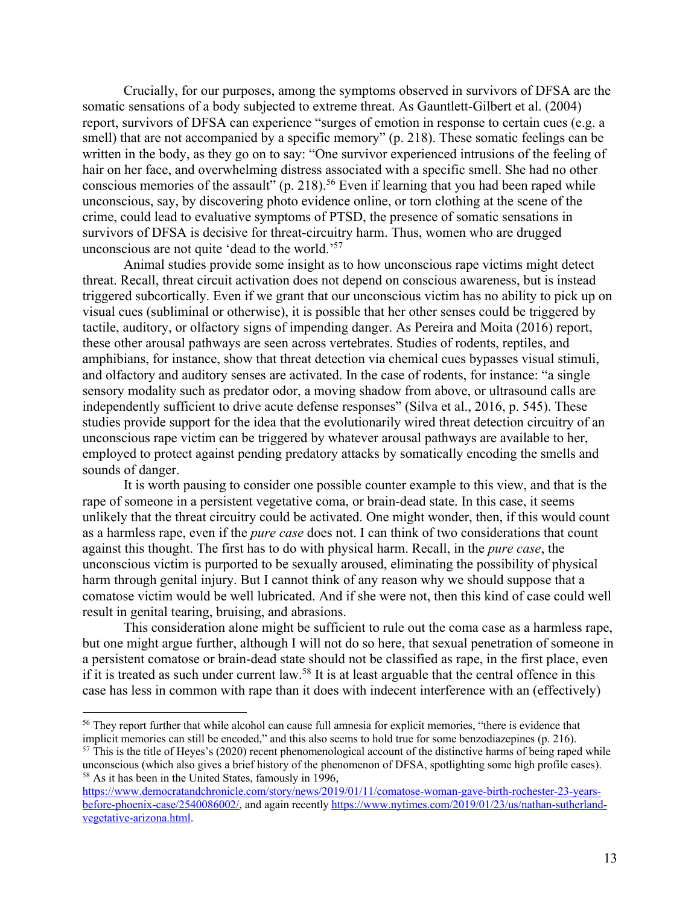Crucially, for our purposes, among the symptoms observed in survivors of DFSA are the somatic sensations of a body subjected to extreme threat. As Gauntlett-Gilbert et al. (2004) report, survivors of DFSA can experience "surges of emotion in response to certain cues (e.g. a smell) that are not accompanied by a specific memory" (p. 218). These somatic feelings can be written in the body, as they go on to say: "One survivor experienced intrusions of the feeling of hair on her face, and overwhelming distress associated with a specific smell. She had no other conscious memories of the assault" (p. 218).[56] Even if learning that you had been raped while unconscious, say, by discovering photo evidence online, or torn clothing at the scene of the crime, could lead to evaluative symptoms of PTSD, the presence of somatic sensations in survivors of DFSA is decisive for threat-circuitry harm. Thus, women who are drugged unconscious are not quite 'dead to the world.'[57]

Animal studies provide some insight as to how unconscious rape victims might detect threat. Recall, threat circuit activation does not depend on conscious awareness, but is instead triggered subcortically. Even if we grant that our unconscious victim has no ability to pick up on visual cues (subliminal or otherwise), it is possible that her other senses could be triggered by tactile, auditory, or olfactory signs of impending danger. As Pereira and Moita (2016) report, these other arousal pathways are seen across vertebrates. Studies of rodents, reptiles, and amphibians, for instance, show that threat detection via chemical cues bypasses visual stimuli, and olfactory and auditory senses are activated. In the case of rodents, for instance: "a single sensory modality such as predator odor, a moving shadow from above, or ultrasound calls are independently sufficient to drive acute defense responses" (Silva et al., 2016, p. 545). These studies provide support for the idea that the evolutionarily wired threat detection circuitry of an unconscious rape victim can be triggered by whatever arousal pathways are available to her, employed to protect against pending predatory attacks by somatically encoding the smells and sounds of danger.

It is worth pausing to consider one possible counter example to this view, and that is the rape of someone in a persistent vegetative coma, or brain-dead state. In this case, it seems unlikely that the threat circuitry could be activated. One might wonder, then, if this would count as a harmless rape, even if the *pure case* does not. I can think of two considerations that count against this thought. The first has to do with physical harm. Recall, in the *pure case*, the unconscious victim is purported to be sexually aroused, eliminating the possibility of physical harm through genital injury. But I cannot think of any reason why we should suppose that a comatose victim would be well lubricated. And if she were not, then this kind of case could well result in genital tearing, bruising, and abrasions.

This consideration alone might be sufficient to rule out the coma case as a harmless rape, but one might argue further, although I will not do so here, that sexual penetration of someone in a persistent comatose or brain-dead state should not be classified as rape, in the first place, even if it is treated as such under current law.[58] It is at least arguable that the central offence in this case has less in common with rape than it does with indecent interference with an (effectively)

---

[56] They report further that while alcohol can cause full amnesia for explicit memories, "there is evidence that implicit memories can still be encoded," and this also seems to hold true for some benzodiazepines (p. 216).

[57] This is the title of Heyes's (2020) recent phenomenological account of the distinctive harms of being raped while unconscious (which also gives a brief history of the phenomenon of DFSA, spotlighting some high profile cases).

[58] As it has been in the United States, famously in 1996, https://www.democratandchronicle.com/story/news/2019/01/11/comatose-woman-gave-birth-rochester-23-years-before-phoenix-case/2540086002/, and again recently https://www.nytimes.com/2019/01/23/us/nathan-sutherland-vegetative-arizona.html.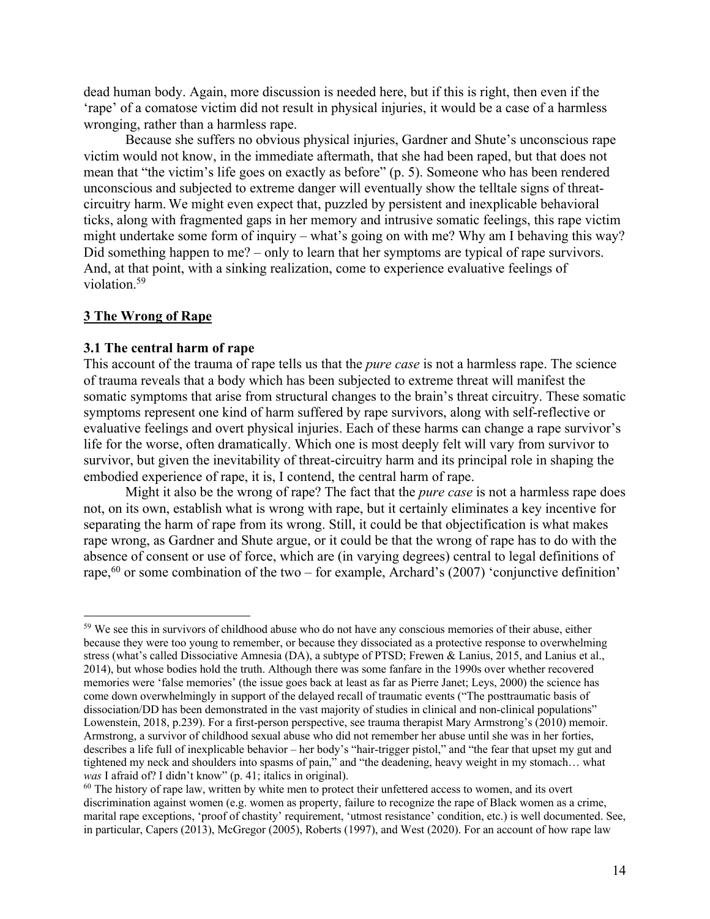dead human body. Again, more discussion is needed here, but if this is right, then even if the 'rape' of a comatose victim did not result in physical injuries, it would be a case of a harmless wronging, rather than a harmless rape.

Because she suffers no obvious physical injuries, Gardner and Shute's unconscious rape victim would not know, in the immediate aftermath, that she had been raped, but that does not mean that "the victim's life goes on exactly as before" (p. 5). Someone who has been rendered unconscious and subjected to extreme danger will eventually show the telltale signs of threat-circuitry harm. We might even expect that, puzzled by persistent and inexplicable behavioral ticks, along with fragmented gaps in her memory and intrusive somatic feelings, this rape victim might undertake some form of inquiry – what's going on with me? Why am I behaving this way? Did something happen to me? – only to learn that her symptoms are typical of rape survivors. And, at that point, with a sinking realization, come to experience evaluative feelings of violation.[59]

## 3 The Wrong of Rape

### 3.1 The central harm of rape

This account of the trauma of rape tells us that the *pure case* is not a harmless rape. The science of trauma reveals that a body which has been subjected to extreme threat will manifest the somatic symptoms that arise from structural changes to the brain's threat circuitry. These somatic symptoms represent one kind of harm suffered by rape survivors, along with self-reflective or evaluative feelings and overt physical injuries. Each of these harms can change a rape survivor's life for the worse, often dramatically. Which one is most deeply felt will vary from survivor to survivor, but given the inevitability of threat-circuitry harm and its principal role in shaping the embodied experience of rape, it is, I contend, the central harm of rape.

Might it also be the wrong of rape? The fact that the *pure case* is not a harmless rape does not, on its own, establish what is wrong with rape, but it certainly eliminates a key incentive for separating the harm of rape from its wrong. Still, it could be that objectification is what makes rape wrong, as Gardner and Shute argue, or it could be that the wrong of rape has to do with the absence of consent or use of force, which are (in varying degrees) central to legal definitions of rape,[60] or some combination of the two – for example, Archard's (2007) 'conjunctive definition'

---

[59] We see this in survivors of childhood abuse who do not have any conscious memories of their abuse, either because they were too young to remember, or because they dissociated as a protective response to overwhelming stress (what's called Dissociative Amnesia (DA), a subtype of PTSD; Frewen & Lanius, 2015, and Lanius et al., 2014), but whose bodies hold the truth. Although there was some fanfare in the 1990s over whether recovered memories were 'false memories' (the issue goes back at least as far as Pierre Janet; Leys, 2000) the science has come down overwhelmingly in support of the delayed recall of traumatic events ("The posttraumatic basis of dissociation/DD has been demonstrated in the vast majority of studies in clinical and non-clinical populations" Lowenstein, 2018, p.239). For a first-person perspective, see trauma therapist Mary Armstrong's (2010) memoir. Armstrong, a survivor of childhood sexual abuse who did not remember her abuse until she was in her forties, describes a life full of inexplicable behavior – her body's "hair-trigger pistol," and "the fear that upset my gut and tightened my neck and shoulders into spasms of pain," and "the deadening, heavy weight in my stomach… what *was* I afraid of? I didn't know" (p. 41; italics in original).

[60] The history of rape law, written by white men to protect their unfettered access to women, and its overt discrimination against women (e.g. women as property, failure to recognize the rape of Black women as a crime, marital rape exceptions, 'proof of chastity' requirement, 'utmost resistance' condition, etc.) is well documented. See, in particular, Capers (2013), McGregor (2005), Roberts (1997), and West (2020). For an account of how rape law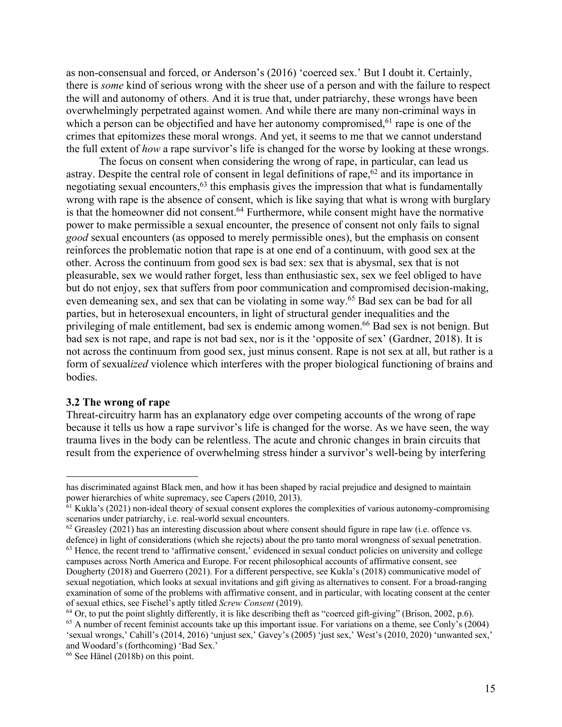as non-consensual and forced, or Anderson's (2016) 'coerced sex.' But I doubt it. Certainly, there is *some* kind of serious wrong with the sheer use of a person and with the failure to respect the will and autonomy of others. And it is true that, under patriarchy, these wrongs have been overwhelmingly perpetrated against women. And while there are many non-criminal ways in which a person can be objectified and have her autonomy compromised,[61] rape is one of the crimes that epitomizes these moral wrongs. And yet, it seems to me that we cannot understand the full extent of *how* a rape survivor's life is changed for the worse by looking at these wrongs.

The focus on consent when considering the wrong of rape, in particular, can lead us astray. Despite the central role of consent in legal definitions of rape,[62] and its importance in negotiating sexual encounters,[63] this emphasis gives the impression that what is fundamentally wrong with rape is the absence of consent, which is like saying that what is wrong with burglary is that the homeowner did not consent.[64] Furthermore, while consent might have the normative power to make permissible a sexual encounter, the presence of consent not only fails to signal *good* sexual encounters (as opposed to merely permissible ones), but the emphasis on consent reinforces the problematic notion that rape is at one end of a continuum, with good sex at the other. Across the continuum from good sex is bad sex: sex that is abysmal, sex that is not pleasurable, sex we would rather forget, less than enthusiastic sex, sex we feel obliged to have but do not enjoy, sex that suffers from poor communication and compromised decision-making, even demeaning sex, and sex that can be violating in some way.[65] Bad sex can be bad for all parties, but in heterosexual encounters, in light of structural gender inequalities and the privileging of male entitlement, bad sex is endemic among women.[66] Bad sex is not benign. But bad sex is not rape, and rape is not bad sex, nor is it the 'opposite of sex' (Gardner, 2018). It is not across the continuum from good sex, just minus consent. Rape is not sex at all, but rather is a form of sexual*ized* violence which interferes with the proper biological functioning of brains and bodies.

### 3.2 The wrong of rape

Threat-circuitry harm has an explanatory edge over competing accounts of the wrong of rape because it tells us how a rape survivor's life is changed for the worse. As we have seen, the way trauma lives in the body can be relentless. The acute and chronic changes in brain circuits that result from the experience of overwhelming stress hinder a survivor's well-being by interfering

---

has discriminated against Black men, and how it has been shaped by racial prejudice and designed to maintain power hierarchies of white supremacy, see Capers (2010, 2013).

[61] Kukla's (2021) non-ideal theory of sexual consent explores the complexities of various autonomy-compromising scenarios under patriarchy, i.e. real-world sexual encounters.

[62] Greasley (2021) has an interesting discussion about where consent should figure in rape law (i.e. offence vs. defence) in light of considerations (which she rejects) about the pro tanto moral wrongness of sexual penetration.

[63] Hence, the recent trend to 'affirmative consent,' evidenced in sexual conduct policies on university and college campuses across North America and Europe. For recent philosophical accounts of affirmative consent, see Dougherty (2018) and Guerrero (2021). For a different perspective, see Kukla's (2018) communicative model of sexual negotiation, which looks at sexual invitations and gift giving as alternatives to consent. For a broad-ranging examination of some of the problems with affirmative consent, and in particular, with locating consent at the center of sexual ethics, see Fischel's aptly titled *Screw Consent* (2019).

[64] Or, to put the point slightly differently, it is like describing theft as "coerced gift-giving" (Brison, 2002, p.6).

[65] A number of recent feminist accounts take up this important issue. For variations on a theme, see Conly's (2004) 'sexual wrongs,' Cahill's (2014, 2016) 'unjust sex,' Gavey's (2005) 'just sex,' West's (2010, 2020) 'unwanted sex,' and Woodard's (forthcoming) 'Bad Sex.'

[66] See Hänel (2018b) on this point.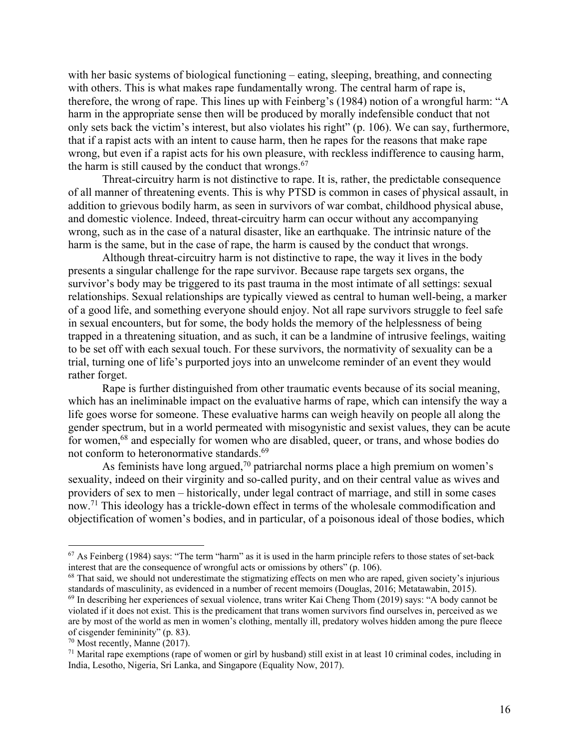with her basic systems of biological functioning – eating, sleeping, breathing, and connecting with others. This is what makes rape fundamentally wrong. The central harm of rape is, therefore, the wrong of rape. This lines up with Feinberg's (1984) notion of a wrongful harm: "A harm in the appropriate sense then will be produced by morally indefensible conduct that not only sets back the victim's interest, but also violates his right" (p. 106). We can say, furthermore, that if a rapist acts with an intent to cause harm, then he rapes for the reasons that make rape wrong, but even if a rapist acts for his own pleasure, with reckless indifference to causing harm, the harm is still caused by the conduct that wrongs.[67]

Threat-circuitry harm is not distinctive to rape. It is, rather, the predictable consequence of all manner of threatening events. This is why PTSD is common in cases of physical assault, in addition to grievous bodily harm, as seen in survivors of war combat, childhood physical abuse, and domestic violence. Indeed, threat-circuitry harm can occur without any accompanying wrong, such as in the case of a natural disaster, like an earthquake. The intrinsic nature of the harm is the same, but in the case of rape, the harm is caused by the conduct that wrongs.

Although threat-circuitry harm is not distinctive to rape, the way it lives in the body presents a singular challenge for the rape survivor. Because rape targets sex organs, the survivor's body may be triggered to its past trauma in the most intimate of all settings: sexual relationships. Sexual relationships are typically viewed as central to human well-being, a marker of a good life, and something everyone should enjoy. Not all rape survivors struggle to feel safe in sexual encounters, but for some, the body holds the memory of the helplessness of being trapped in a threatening situation, and as such, it can be a landmine of intrusive feelings, waiting to be set off with each sexual touch. For these survivors, the normativity of sexuality can be a trial, turning one of life's purported joys into an unwelcome reminder of an event they would rather forget.

Rape is further distinguished from other traumatic events because of its social meaning, which has an ineliminable impact on the evaluative harms of rape, which can intensify the way a life goes worse for someone. These evaluative harms can weigh heavily on people all along the gender spectrum, but in a world permeated with misogynistic and sexist values, they can be acute for women,[68] and especially for women who are disabled, queer, or trans, and whose bodies do not conform to heteronormative standards.[69]

As feminists have long argued,[70] patriarchal norms place a high premium on women's sexuality, indeed on their virginity and so-called purity, and on their central value as wives and providers of sex to men – historically, under legal contract of marriage, and still in some cases now.[71] This ideology has a trickle-down effect in terms of the wholesale commodification and objectification of women's bodies, and in particular, of a poisonous ideal of those bodies, which

---

[67] As Feinberg (1984) says: "The term "harm" as it is used in the harm principle refers to those states of set-back interest that are the consequence of wrongful acts or omissions by others" (p. 106).

[68] That said, we should not underestimate the stigmatizing effects on men who are raped, given society's injurious standards of masculinity, as evidenced in a number of recent memoirs (Douglas, 2016; Metatawabin, 2015).

[69] In describing her experiences of sexual violence, trans writer Kai Cheng Thom (2019) says: "A body cannot be violated if it does not exist. This is the predicament that trans women survivors find ourselves in, perceived as we are by most of the world as men in women's clothing, mentally ill, predatory wolves hidden among the pure fleece of cisgender femininity" (p. 83).

[70] Most recently, Manne (2017).

[71] Marital rape exemptions (rape of women or girl by husband) still exist in at least 10 criminal codes, including in India, Lesotho, Nigeria, Sri Lanka, and Singapore (Equality Now, 2017).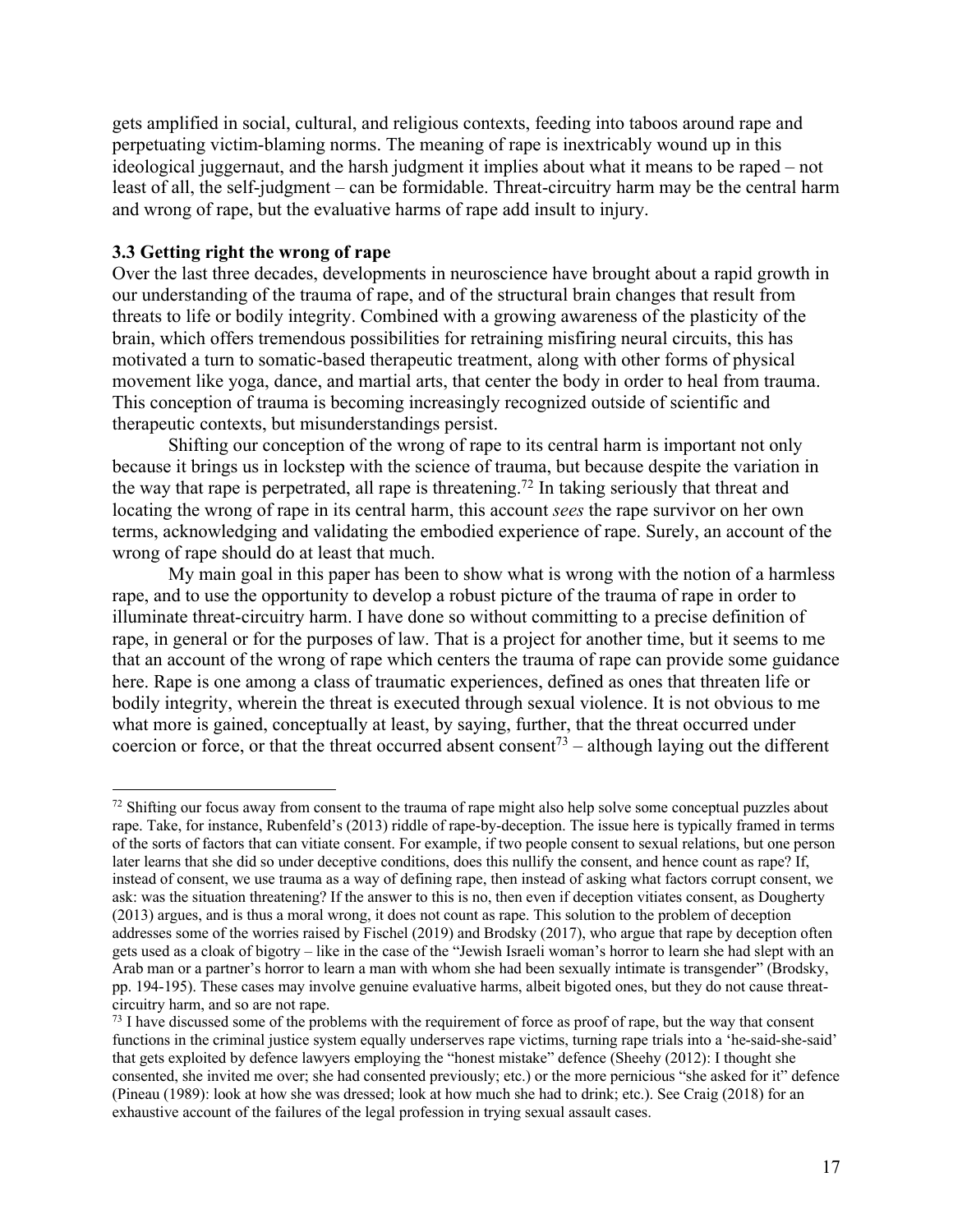gets amplified in social, cultural, and religious contexts, feeding into taboos around rape and perpetuating victim-blaming norms. The meaning of rape is inextricably wound up in this ideological juggernaut, and the harsh judgment it implies about what it means to be raped – not least of all, the self-judgment – can be formidable. Threat-circuitry harm may be the central harm and wrong of rape, but the evaluative harms of rape add insult to injury.

### 3.3 Getting right the wrong of rape

Over the last three decades, developments in neuroscience have brought about a rapid growth in our understanding of the trauma of rape, and of the structural brain changes that result from threats to life or bodily integrity. Combined with a growing awareness of the plasticity of the brain, which offers tremendous possibilities for retraining misfiring neural circuits, this has motivated a turn to somatic-based therapeutic treatment, along with other forms of physical movement like yoga, dance, and martial arts, that center the body in order to heal from trauma. This conception of trauma is becoming increasingly recognized outside of scientific and therapeutic contexts, but misunderstandings persist.

Shifting our conception of the wrong of rape to its central harm is important not only because it brings us in lockstep with the science of trauma, but because despite the variation in the way that rape is perpetrated, all rape is threatening.[72] In taking seriously that threat and locating the wrong of rape in its central harm, this account *sees* the rape survivor on her own terms, acknowledging and validating the embodied experience of rape. Surely, an account of the wrong of rape should do at least that much.

My main goal in this paper has been to show what is wrong with the notion of a harmless rape, and to use the opportunity to develop a robust picture of the trauma of rape in order to illuminate threat-circuitry harm. I have done so without committing to a precise definition of rape, in general or for the purposes of law. That is a project for another time, but it seems to me that an account of the wrong of rape which centers the trauma of rape can provide some guidance here. Rape is one among a class of traumatic experiences, defined as ones that threaten life or bodily integrity, wherein the threat is executed through sexual violence. It is not obvious to me what more is gained, conceptually at least, by saying, further, that the threat occurred under coercion or force, or that the threat occurred absent consent[73] – although laying out the different

---

[72] Shifting our focus away from consent to the trauma of rape might also help solve some conceptual puzzles about rape. Take, for instance, Rubenfeld's (2013) riddle of rape-by-deception. The issue here is typically framed in terms of the sorts of factors that can vitiate consent. For example, if two people consent to sexual relations, but one person later learns that she did so under deceptive conditions, does this nullify the consent, and hence count as rape? If, instead of consent, we use trauma as a way of defining rape, then instead of asking what factors corrupt consent, we ask: was the situation threatening? If the answer to this is no, then even if deception vitiates consent, as Dougherty (2013) argues, and is thus a moral wrong, it does not count as rape. This solution to the problem of deception addresses some of the worries raised by Fischel (2019) and Brodsky (2017), who argue that rape by deception often gets used as a cloak of bigotry – like in the case of the "Jewish Israeli woman's horror to learn she had slept with an Arab man or a partner's horror to learn a man with whom she had been sexually intimate is transgender" (Brodsky, pp. 194-195). These cases may involve genuine evaluative harms, albeit bigoted ones, but they do not cause threat-circuitry harm, and so are not rape.

[73] I have discussed some of the problems with the requirement of force as proof of rape, but the way that consent functions in the criminal justice system equally underserves rape victims, turning rape trials into a 'he-said-she-said' that gets exploited by defence lawyers employing the "honest mistake" defence (Sheehy (2012): I thought she consented, she invited me over; she had consented previously; etc.) or the more pernicious "she asked for it" defence (Pineau (1989): look at how she was dressed; look at how much she had to drink; etc.). See Craig (2018) for an exhaustive account of the failures of the legal profession in trying sexual assault cases.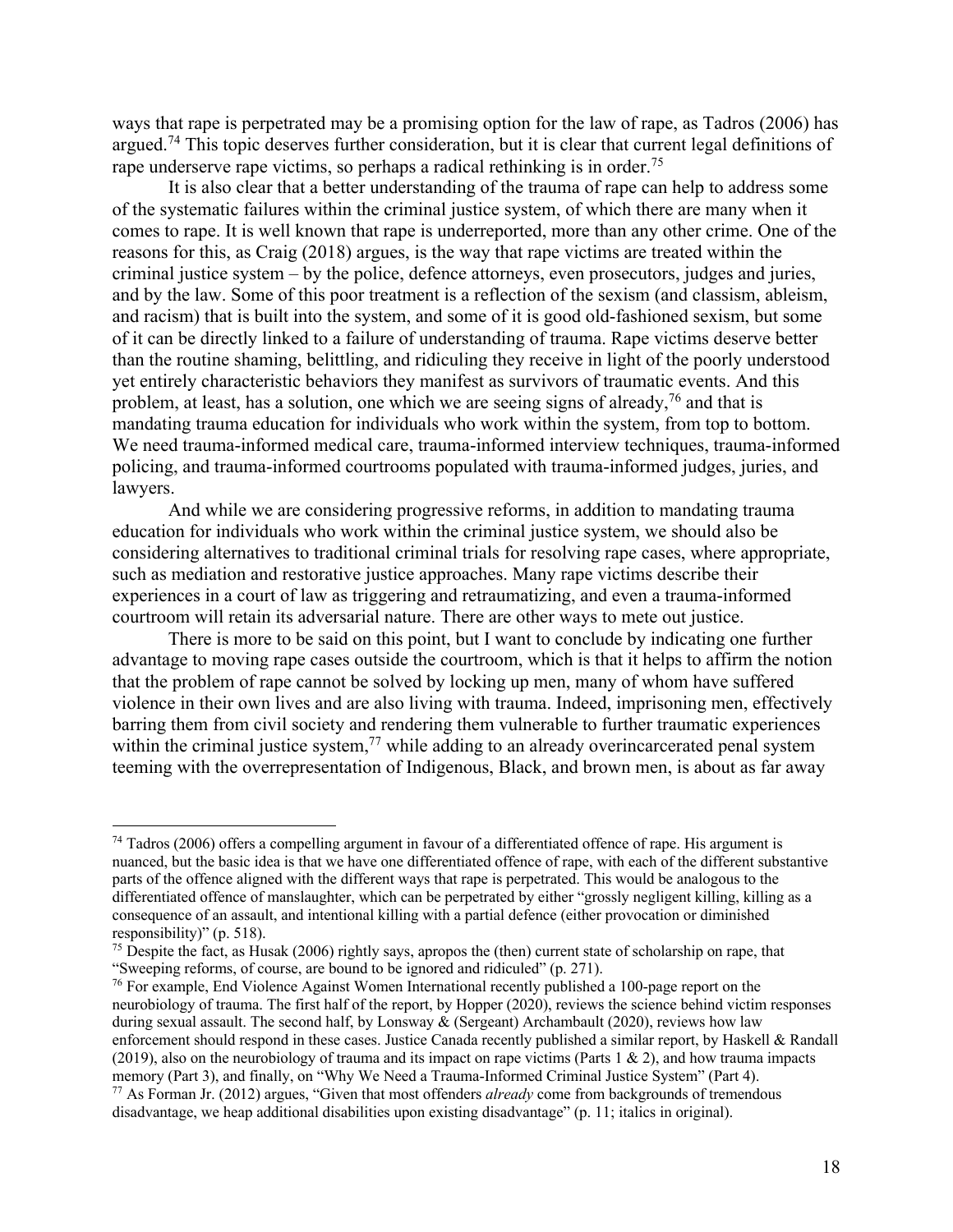ways that rape is perpetrated may be a promising option for the law of rape, as Tadros (2006) has argued.[74] This topic deserves further consideration, but it is clear that current legal definitions of rape underserve rape victims, so perhaps a radical rethinking is in order.[75]

It is also clear that a better understanding of the trauma of rape can help to address some of the systematic failures within the criminal justice system, of which there are many when it comes to rape. It is well known that rape is underreported, more than any other crime. One of the reasons for this, as Craig (2018) argues, is the way that rape victims are treated within the criminal justice system – by the police, defence attorneys, even prosecutors, judges and juries, and by the law. Some of this poor treatment is a reflection of the sexism (and classism, ableism, and racism) that is built into the system, and some of it is good old-fashioned sexism, but some of it can be directly linked to a failure of understanding of trauma. Rape victims deserve better than the routine shaming, belittling, and ridiculing they receive in light of the poorly understood yet entirely characteristic behaviors they manifest as survivors of traumatic events. And this problem, at least, has a solution, one which we are seeing signs of already,[76] and that is mandating trauma education for individuals who work within the system, from top to bottom. We need trauma-informed medical care, trauma-informed interview techniques, trauma-informed policing, and trauma-informed courtrooms populated with trauma-informed judges, juries, and lawyers.

And while we are considering progressive reforms, in addition to mandating trauma education for individuals who work within the criminal justice system, we should also be considering alternatives to traditional criminal trials for resolving rape cases, where appropriate, such as mediation and restorative justice approaches. Many rape victims describe their experiences in a court of law as triggering and retraumatizing, and even a trauma-informed courtroom will retain its adversarial nature. There are other ways to mete out justice.

There is more to be said on this point, but I want to conclude by indicating one further advantage to moving rape cases outside the courtroom, which is that it helps to affirm the notion that the problem of rape cannot be solved by locking up men, many of whom have suffered violence in their own lives and are also living with trauma. Indeed, imprisoning men, effectively barring them from civil society and rendering them vulnerable to further traumatic experiences within the criminal justice system,[77] while adding to an already overincarcerated penal system teeming with the overrepresentation of Indigenous, Black, and brown men, is about as far away

---

[74] Tadros (2006) offers a compelling argument in favour of a differentiated offence of rape. His argument is nuanced, but the basic idea is that we have one differentiated offence of rape, with each of the different substantive parts of the offence aligned with the different ways that rape is perpetrated. This would be analogous to the differentiated offence of manslaughter, which can be perpetrated by either "grossly negligent killing, killing as a consequence of an assault, and intentional killing with a partial defence (either provocation or diminished responsibility)" (p. 518).

[75] Despite the fact, as Husak (2006) rightly says, apropos the (then) current state of scholarship on rape, that "Sweeping reforms, of course, are bound to be ignored and ridiculed" (p. 271).

[76] For example, End Violence Against Women International recently published a 100-page report on the neurobiology of trauma. The first half of the report, by Hopper (2020), reviews the science behind victim responses during sexual assault. The second half, by Lonsway & (Sergeant) Archambault (2020), reviews how law enforcement should respond in these cases. Justice Canada recently published a similar report, by Haskell & Randall (2019), also on the neurobiology of trauma and its impact on rape victims (Parts 1 & 2), and how trauma impacts memory (Part 3), and finally, on "Why We Need a Trauma-Informed Criminal Justice System" (Part 4).

[77] As Forman Jr. (2012) argues, "Given that most offenders *already* come from backgrounds of tremendous disadvantage, we heap additional disabilities upon existing disadvantage" (p. 11; italics in original).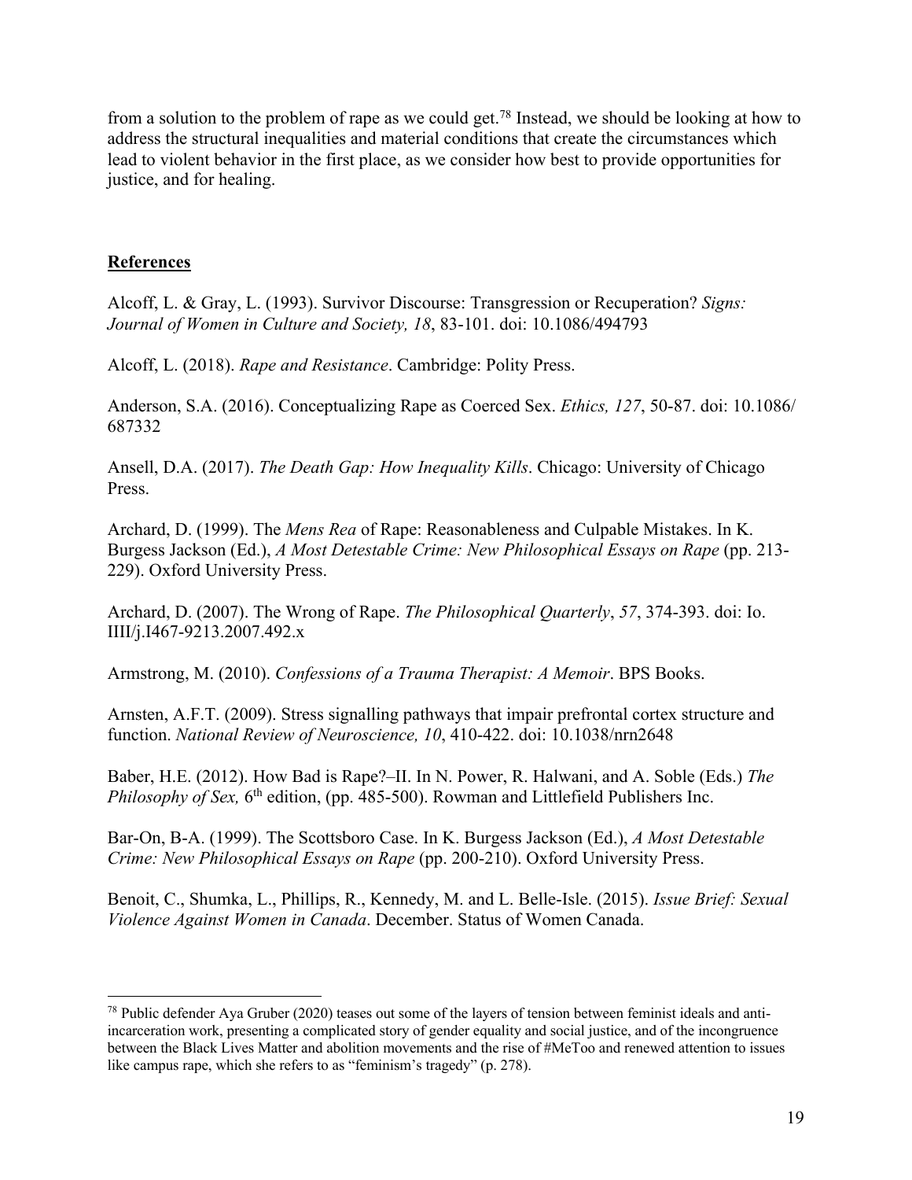from a solution to the problem of rape as we could get.[78] Instead, we should be looking at how to address the structural inequalities and material conditions that create the circumstances which lead to violent behavior in the first place, as we consider how best to provide opportunities for justice, and for healing.

## References

Alcoff, L. & Gray, L. (1993). Survivor Discourse: Transgression or Recuperation? *Signs: Journal of Women in Culture and Society, 18*, 83-101. doi: 10.1086/494793

Alcoff, L. (2018). *Rape and Resistance*. Cambridge: Polity Press.

Anderson, S.A. (2016). Conceptualizing Rape as Coerced Sex. *Ethics, 127*, 50-87. doi: 10.1086/687332

Ansell, D.A. (2017). *The Death Gap: How Inequality Kills*. Chicago: University of Chicago Press.

Archard, D. (1999). The *Mens Rea* of Rape: Reasonableness and Culpable Mistakes. In K. Burgess Jackson (Ed.), *A Most Detestable Crime: New Philosophical Essays on Rape* (pp. 213-229). Oxford University Press.

Archard, D. (2007). The Wrong of Rape. *The Philosophical Quarterly*, *57*, 374-393. doi: Io. IIII/j.I467-9213.2007.492.x

Armstrong, M. (2010). *Confessions of a Trauma Therapist: A Memoir*. BPS Books.

Arnsten, A.F.T. (2009). Stress signalling pathways that impair prefrontal cortex structure and function. *National Review of Neuroscience, 10*, 410-422. doi: 10.1038/nrn2648

Baber, H.E. (2012). How Bad is Rape?–II. In N. Power, R. Halwani, and A. Soble (Eds.) *The Philosophy of Sex,* 6th edition, (pp. 485-500). Rowman and Littlefield Publishers Inc.

Bar-On, B-A. (1999). The Scottsboro Case. In K. Burgess Jackson (Ed.), *A Most Detestable Crime: New Philosophical Essays on Rape* (pp. 200-210). Oxford University Press.

Benoit, C., Shumka, L., Phillips, R., Kennedy, M. and L. Belle-Isle. (2015). *Issue Brief: Sexual Violence Against Women in Canada*. December. Status of Women Canada.

[78] Public defender Aya Gruber (2020) teases out some of the layers of tension between feminist ideals and anti-incarceration work, presenting a complicated story of gender equality and social justice, and of the incongruence between the Black Lives Matter and abolition movements and the rise of #MeToo and renewed attention to issues like campus rape, which she refers to as "feminism's tragedy" (p. 278).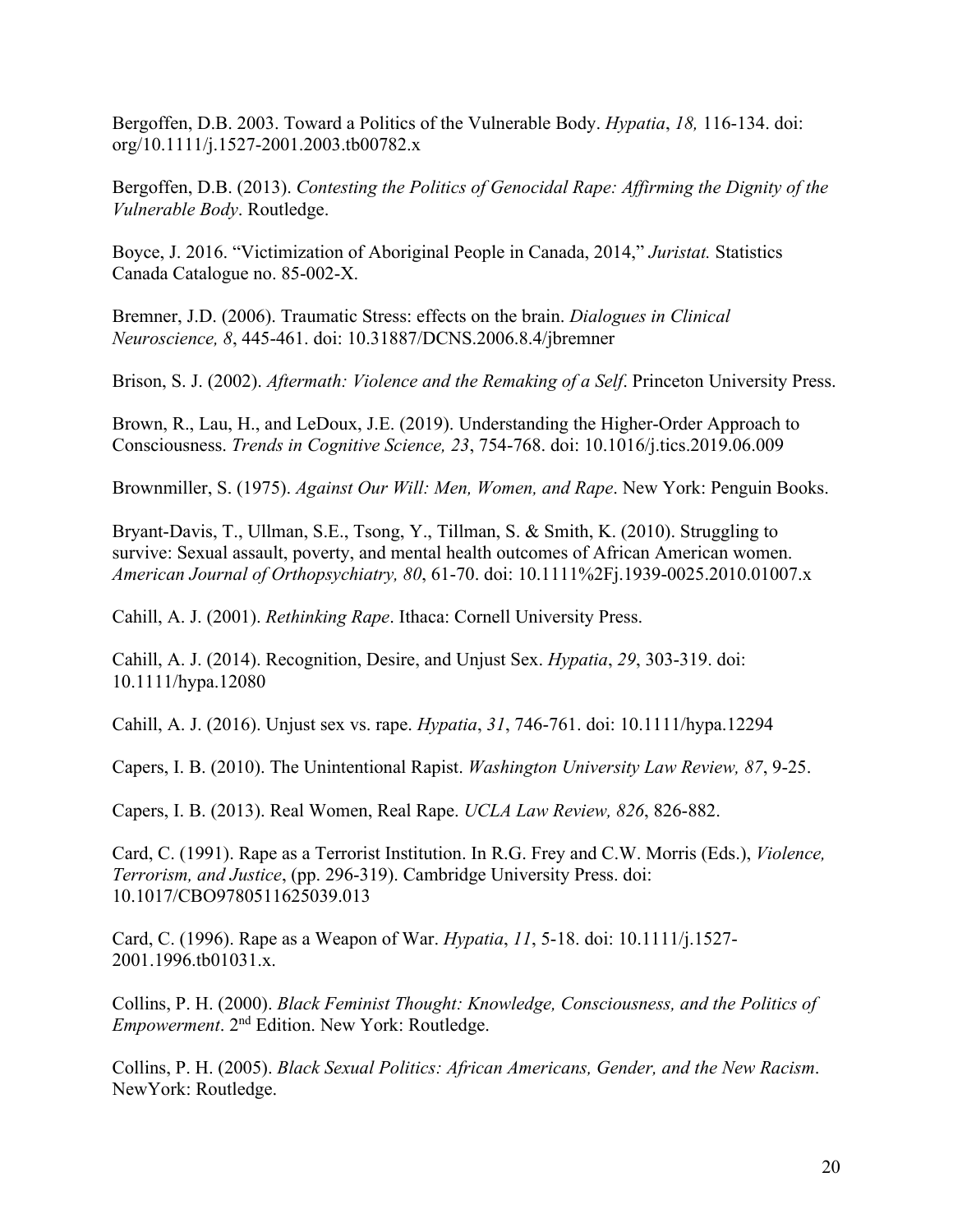Bergoffen, D.B. 2003. Toward a Politics of the Vulnerable Body. *Hypatia*, *18,* 116-134. doi: org/10.1111/j.1527-2001.2003.tb00782.x

Bergoffen, D.B. (2013). *Contesting the Politics of Genocidal Rape: Affirming the Dignity of the Vulnerable Body*. Routledge.

Boyce, J. 2016. "Victimization of Aboriginal People in Canada, 2014," *Juristat.* Statistics Canada Catalogue no. 85-002-X.

Bremner, J.D. (2006). Traumatic Stress: effects on the brain. *Dialogues in Clinical Neuroscience, 8*, 445-461. doi: 10.31887/DCNS.2006.8.4/jbremner

Brison, S. J. (2002). *Aftermath: Violence and the Remaking of a Self*. Princeton University Press.

Brown, R., Lau, H., and LeDoux, J.E. (2019). Understanding the Higher-Order Approach to Consciousness. *Trends in Cognitive Science, 23*, 754-768. doi: 10.1016/j.tics.2019.06.009

Brownmiller, S. (1975). *Against Our Will: Men, Women, and Rape*. New York: Penguin Books.

Bryant-Davis, T., Ullman, S.E., Tsong, Y., Tillman, S. & Smith, K. (2010). Struggling to survive: Sexual assault, poverty, and mental health outcomes of African American women. *American Journal of Orthopsychiatry, 80*, 61-70. doi: 10.1111%2Fj.1939-0025.2010.01007.x

Cahill, A. J. (2001). *Rethinking Rape*. Ithaca: Cornell University Press.

Cahill, A. J. (2014). Recognition, Desire, and Unjust Sex. *Hypatia*, *29*, 303-319. doi: 10.1111/hypa.12080

Cahill, A. J. (2016). Unjust sex vs. rape. *Hypatia*, *31*, 746-761. doi: 10.1111/hypa.12294

Capers, I. B. (2010). The Unintentional Rapist. *Washington University Law Review, 87*, 9-25.

Capers, I. B. (2013). Real Women, Real Rape. *UCLA Law Review, 826*, 826-882.

Card, C. (1991). Rape as a Terrorist Institution. In R.G. Frey and C.W. Morris (Eds.), *Violence, Terrorism, and Justice*, (pp. 296-319). Cambridge University Press. doi: 10.1017/CBO9780511625039.013

Card, C. (1996). Rape as a Weapon of War. *Hypatia*, *11*, 5-18. doi: 10.1111/j.1527-2001.1996.tb01031.x.

Collins, P. H. (2000). *Black Feminist Thought: Knowledge, Consciousness, and the Politics of Empowerment*. 2nd Edition. New York: Routledge.

Collins, P. H. (2005). *Black Sexual Politics: African Americans, Gender, and the New Racism*. NewYork: Routledge.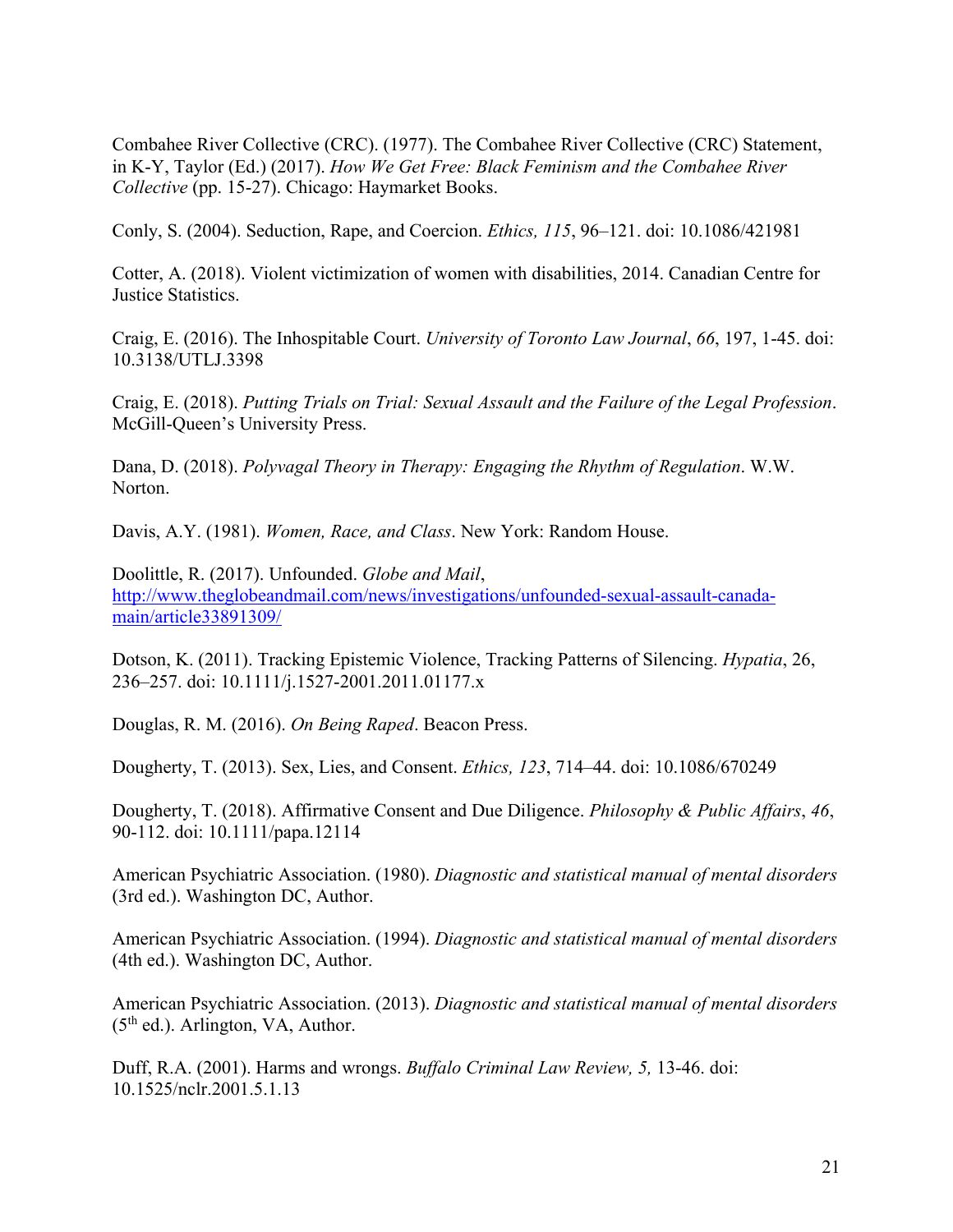Combahee River Collective (CRC). (1977). The Combahee River Collective (CRC) Statement, in K-Y, Taylor (Ed.) (2017). *How We Get Free: Black Feminism and the Combahee River Collective* (pp. 15-27). Chicago: Haymarket Books.

Conly, S. (2004). Seduction, Rape, and Coercion. *Ethics, 115*, 96–121. doi: 10.1086/421981

Cotter, A. (2018). Violent victimization of women with disabilities, 2014. Canadian Centre for Justice Statistics.

Craig, E. (2016). The Inhospitable Court. *University of Toronto Law Journal*, *66*, 197, 1-45. doi: 10.3138/UTLJ.3398

Craig, E. (2018). *Putting Trials on Trial: Sexual Assault and the Failure of the Legal Profession*. McGill-Queen's University Press.

Dana, D. (2018). *Polyvagal Theory in Therapy: Engaging the Rhythm of Regulation*. W.W. Norton.

Davis, A.Y. (1981). *Women, Race, and Class*. New York: Random House.

Doolittle, R. (2017). Unfounded. *Globe and Mail*, http://www.theglobeandmail.com/news/investigations/unfounded-sexual-assault-canada-main/article33891309/

Dotson, K. (2011). Tracking Epistemic Violence, Tracking Patterns of Silencing. *Hypatia*, 26, 236–257. doi: 10.1111/j.1527-2001.2011.01177.x

Douglas, R. M. (2016). *On Being Raped*. Beacon Press.

Dougherty, T. (2013). Sex, Lies, and Consent. *Ethics, 123*, 714–44. doi: 10.1086/670249

Dougherty, T. (2018). Affirmative Consent and Due Diligence. *Philosophy & Public Affairs*, *46*, 90-112. doi: 10.1111/papa.12114

American Psychiatric Association. (1980). *Diagnostic and statistical manual of mental disorders* (3rd ed.). Washington DC, Author.

American Psychiatric Association. (1994). *Diagnostic and statistical manual of mental disorders* (4th ed.). Washington DC, Author.

American Psychiatric Association. (2013). *Diagnostic and statistical manual of mental disorders* (5th ed.). Arlington, VA, Author.

Duff, R.A. (2001). Harms and wrongs. *Buffalo Criminal Law Review, 5,* 13-46. doi: 10.1525/nclr.2001.5.1.13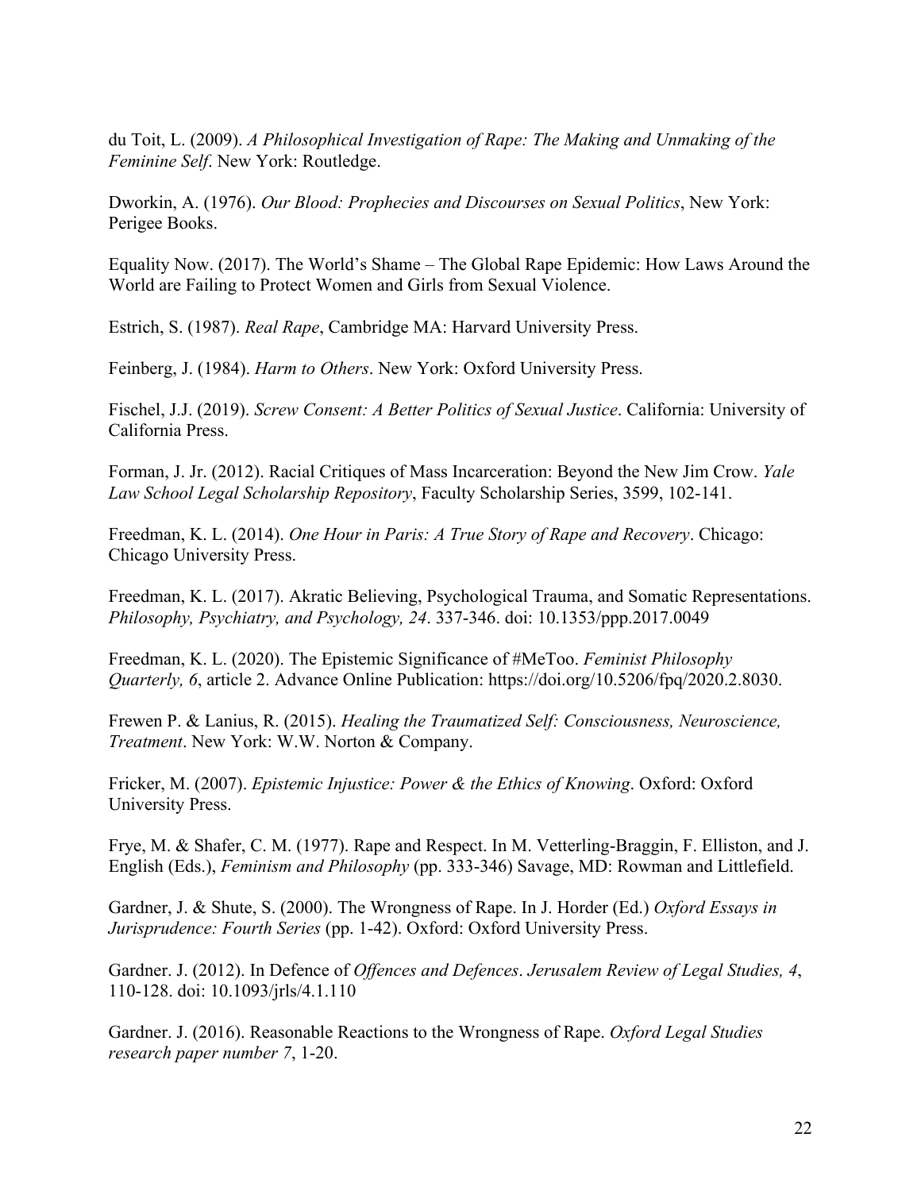du Toit, L. (2009). *A Philosophical Investigation of Rape: The Making and Unmaking of the Feminine Self*. New York: Routledge.

Dworkin, A. (1976). *Our Blood: Prophecies and Discourses on Sexual Politics*, New York: Perigee Books.

Equality Now. (2017). The World's Shame – The Global Rape Epidemic: How Laws Around the World are Failing to Protect Women and Girls from Sexual Violence.

Estrich, S. (1987). *Real Rape*, Cambridge MA: Harvard University Press.

Feinberg, J. (1984). *Harm to Others*. New York: Oxford University Press.

Fischel, J.J. (2019). *Screw Consent: A Better Politics of Sexual Justice*. California: University of California Press.

Forman, J. Jr. (2012). Racial Critiques of Mass Incarceration: Beyond the New Jim Crow. *Yale Law School Legal Scholarship Repository*, Faculty Scholarship Series, 3599, 102-141.

Freedman, K. L. (2014). *One Hour in Paris: A True Story of Rape and Recovery*. Chicago: Chicago University Press.

Freedman, K. L. (2017). Akratic Believing, Psychological Trauma, and Somatic Representations. *Philosophy, Psychiatry, and Psychology, 24*. 337-346. doi: 10.1353/ppp.2017.0049

Freedman, K. L. (2020). The Epistemic Significance of #MeToo. *Feminist Philosophy Quarterly, 6*, article 2. Advance Online Publication: https://doi.org/10.5206/fpq/2020.2.8030.

Frewen P. & Lanius, R. (2015). *Healing the Traumatized Self: Consciousness, Neuroscience, Treatment*. New York: W.W. Norton & Company.

Fricker, M. (2007). *Epistemic Injustice: Power & the Ethics of Knowing*. Oxford: Oxford University Press.

Frye, M. & Shafer, C. M. (1977). Rape and Respect. In M. Vetterling-Braggin, F. Elliston, and J. English (Eds.), *Feminism and Philosophy* (pp. 333-346) Savage, MD: Rowman and Littlefield.

Gardner, J. & Shute, S. (2000). The Wrongness of Rape. In J. Horder (Ed.) *Oxford Essays in Jurisprudence: Fourth Series* (pp. 1-42). Oxford: Oxford University Press.

Gardner. J. (2012). In Defence of *Offences and Defences*. *Jerusalem Review of Legal Studies, 4*, 110-128. doi: 10.1093/jrls/4.1.110

Gardner. J. (2016). Reasonable Reactions to the Wrongness of Rape. *Oxford Legal Studies research paper number 7*, 1-20.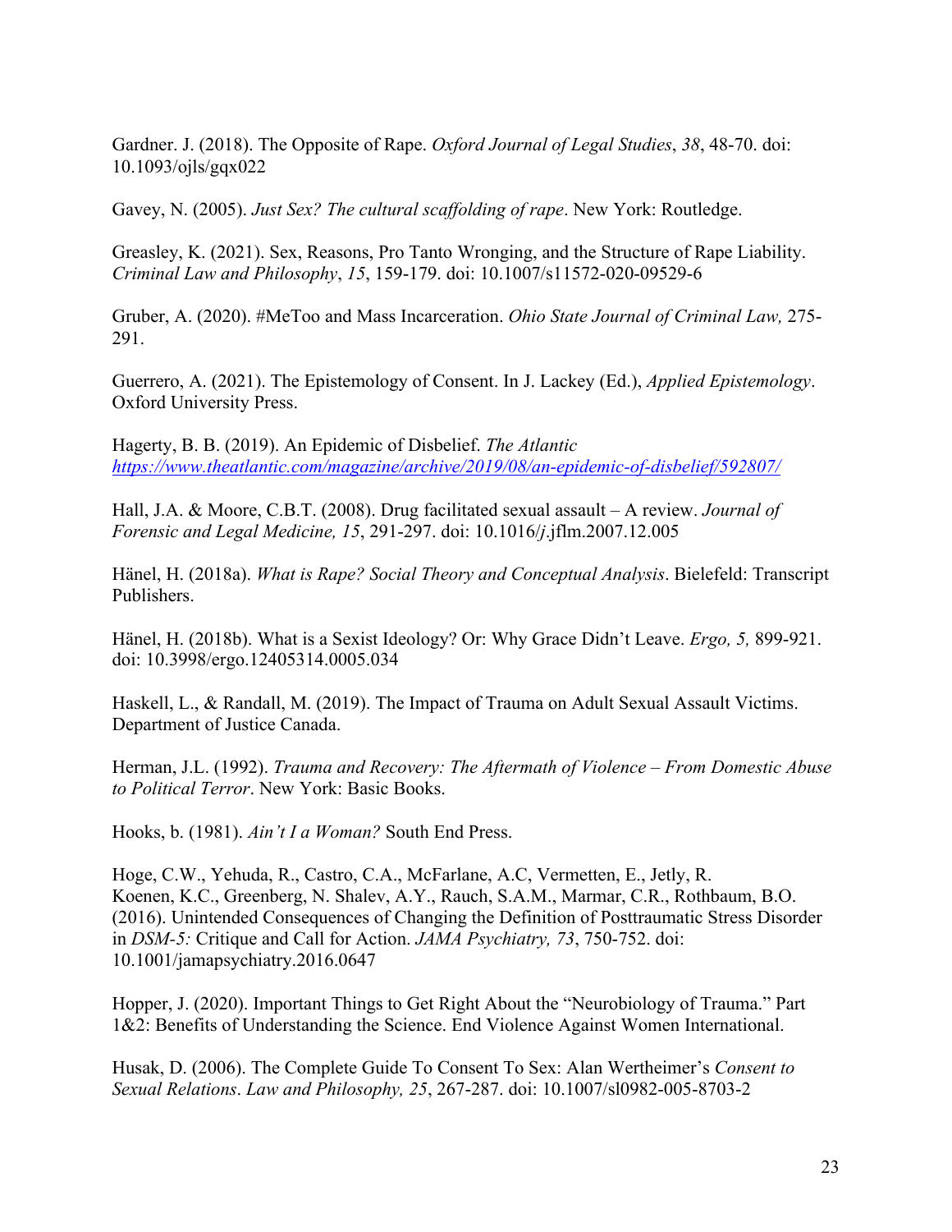Gardner. J. (2018). The Opposite of Rape. *Oxford Journal of Legal Studies*, *38*, 48-70. doi: 10.1093/ojls/gqx022

Gavey, N. (2005). *Just Sex? The cultural scaffolding of rape*. New York: Routledge.

Greasley, K. (2021). Sex, Reasons, Pro Tanto Wronging, and the Structure of Rape Liability. *Criminal Law and Philosophy*, *15*, 159-179. doi: 10.1007/s11572-020-09529-6

Gruber, A. (2020). #MeToo and Mass Incarceration. *Ohio State Journal of Criminal Law,* 275-291.

Guerrero, A. (2021). The Epistemology of Consent. In J. Lackey (Ed.), *Applied Epistemology*. Oxford University Press.

Hagerty, B. B. (2019). An Epidemic of Disbelief. *The Atlantic* *https://www.theatlantic.com/magazine/archive/2019/08/an-epidemic-of-disbelief/592807/*

Hall, J.A. & Moore, C.B.T. (2008). Drug facilitated sexual assault – A review. *Journal of Forensic and Legal Medicine, 15*, 291-297. doi: 10.1016/j.jflm.2007.12.005

Hänel, H. (2018a). *What is Rape? Social Theory and Conceptual Analysis*. Bielefeld: Transcript Publishers.

Hänel, H. (2018b). What is a Sexist Ideology? Or: Why Grace Didn't Leave. *Ergo, 5,* 899-921. doi: 10.3998/ergo.12405314.0005.034

Haskell, L., & Randall, M. (2019). The Impact of Trauma on Adult Sexual Assault Victims. Department of Justice Canada.

Herman, J.L. (1992). *Trauma and Recovery: The Aftermath of Violence – From Domestic Abuse to Political Terror*. New York: Basic Books.

Hooks, b. (1981). *Ain't I a Woman?* South End Press.

Hoge, C.W., Yehuda, R., Castro, C.A., McFarlane, A.C, Vermetten, E., Jetly, R. Koenen, K.C., Greenberg, N. Shalev, A.Y., Rauch, S.A.M., Marmar, C.R., Rothbaum, B.O. (2016). Unintended Consequences of Changing the Definition of Posttraumatic Stress Disorder in *DSM-5:* Critique and Call for Action. *JAMA Psychiatry, 73*, 750-752. doi: 10.1001/jamapsychiatry.2016.0647

Hopper, J. (2020). Important Things to Get Right About the "Neurobiology of Trauma." Part 1&2: Benefits of Understanding the Science. End Violence Against Women International.

Husak, D. (2006). The Complete Guide To Consent To Sex: Alan Wertheimer's *Consent to Sexual Relations*. *Law and Philosophy, 25*, 267-287. doi: 10.1007/sl0982-005-8703-2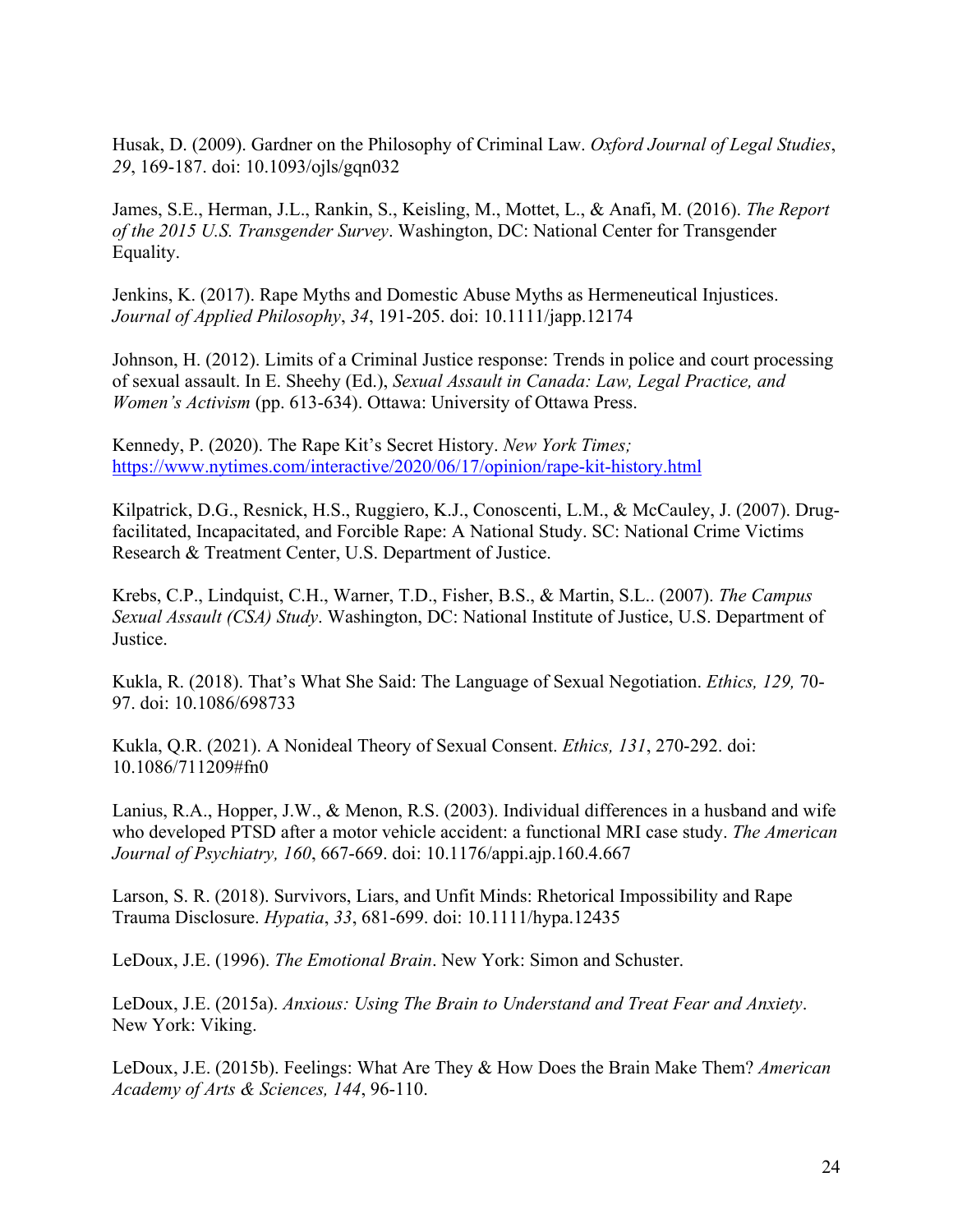Husak, D. (2009). Gardner on the Philosophy of Criminal Law. *Oxford Journal of Legal Studies*, *29*, 169-187. doi: 10.1093/ojls/gqn032

James, S.E., Herman, J.L., Rankin, S., Keisling, M., Mottet, L., & Anafi, M. (2016). *The Report of the 2015 U.S. Transgender Survey*. Washington, DC: National Center for Transgender Equality.

Jenkins, K. (2017). Rape Myths and Domestic Abuse Myths as Hermeneutical Injustices. *Journal of Applied Philosophy*, *34*, 191-205. doi: 10.1111/japp.12174

Johnson, H. (2012). Limits of a Criminal Justice response: Trends in police and court processing of sexual assault. In E. Sheehy (Ed.), *Sexual Assault in Canada: Law, Legal Practice, and Women's Activism* (pp. 613-634). Ottawa: University of Ottawa Press.

Kennedy, P. (2020). The Rape Kit's Secret History. *New York Times;* https://www.nytimes.com/interactive/2020/06/17/opinion/rape-kit-history.html

Kilpatrick, D.G., Resnick, H.S., Ruggiero, K.J., Conoscenti, L.M., & McCauley, J. (2007). Drug-facilitated, Incapacitated, and Forcible Rape: A National Study. SC: National Crime Victims Research & Treatment Center, U.S. Department of Justice.

Krebs, C.P., Lindquist, C.H., Warner, T.D., Fisher, B.S., & Martin, S.L.. (2007). *The Campus Sexual Assault (CSA) Study*. Washington, DC: National Institute of Justice, U.S. Department of Justice.

Kukla, R. (2018). That's What She Said: The Language of Sexual Negotiation. *Ethics, 129,* 70-97. doi: 10.1086/698733

Kukla, Q.R. (2021). A Nonideal Theory of Sexual Consent. *Ethics, 131*, 270-292. doi: 10.1086/711209#fn0

Lanius, R.A., Hopper, J.W., & Menon, R.S. (2003). Individual differences in a husband and wife who developed PTSD after a motor vehicle accident: a functional MRI case study. *The American Journal of Psychiatry, 160*, 667-669. doi: 10.1176/appi.ajp.160.4.667

Larson, S. R. (2018). Survivors, Liars, and Unfit Minds: Rhetorical Impossibility and Rape Trauma Disclosure. *Hypatia*, *33*, 681-699. doi: 10.1111/hypa.12435

LeDoux, J.E. (1996). *The Emotional Brain*. New York: Simon and Schuster.

LeDoux, J.E. (2015a). *Anxious: Using The Brain to Understand and Treat Fear and Anxiety*. New York: Viking.

LeDoux, J.E. (2015b). Feelings: What Are They & How Does the Brain Make Them? *American Academy of Arts & Sciences, 144*, 96-110.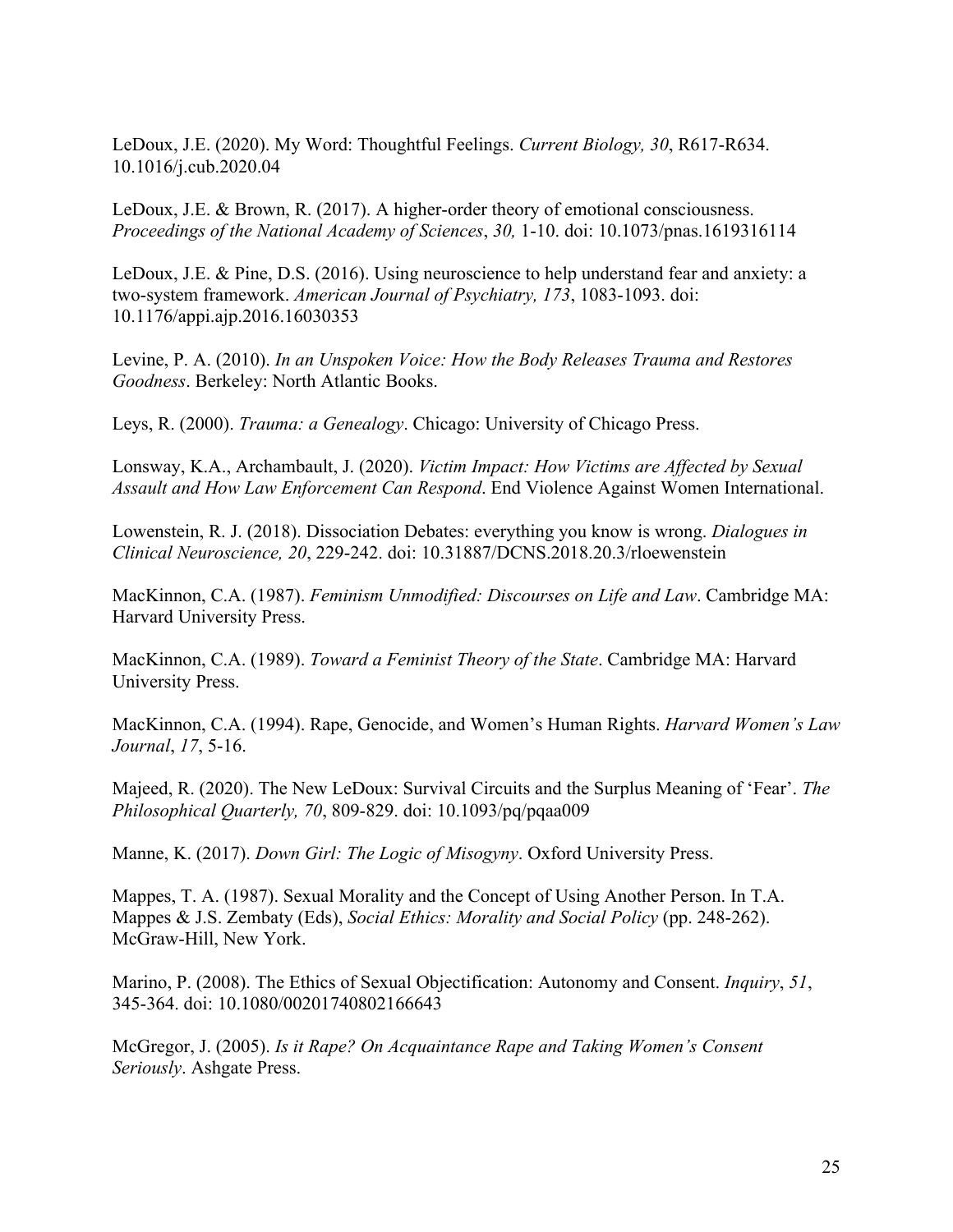LeDoux, J.E. (2020). My Word: Thoughtful Feelings. *Current Biology, 30*, R617-R634. 10.1016/j.cub.2020.04

LeDoux, J.E. & Brown, R. (2017). A higher-order theory of emotional consciousness. *Proceedings of the National Academy of Sciences*, *30,* 1-10. doi: 10.1073/pnas.1619316114

LeDoux, J.E. & Pine, D.S. (2016). Using neuroscience to help understand fear and anxiety: a two-system framework. *American Journal of Psychiatry, 173*, 1083-1093. doi: 10.1176/appi.ajp.2016.16030353

Levine, P. A. (2010). *In an Unspoken Voice: How the Body Releases Trauma and Restores Goodness*. Berkeley: North Atlantic Books.

Leys, R. (2000). *Trauma: a Genealogy*. Chicago: University of Chicago Press.

Lonsway, K.A., Archambault, J. (2020). *Victim Impact: How Victims are Affected by Sexual Assault and How Law Enforcement Can Respond*. End Violence Against Women International.

Lowenstein, R. J. (2018). Dissociation Debates: everything you know is wrong. *Dialogues in Clinical Neuroscience, 20*, 229-242. doi: 10.31887/DCNS.2018.20.3/rloewenstein

MacKinnon, C.A. (1987). *Feminism Unmodified: Discourses on Life and Law*. Cambridge MA: Harvard University Press.

MacKinnon, C.A. (1989). *Toward a Feminist Theory of the State*. Cambridge MA: Harvard University Press.

MacKinnon, C.A. (1994). Rape, Genocide, and Women's Human Rights. *Harvard Women's Law Journal*, *17*, 5-16.

Majeed, R. (2020). The New LeDoux: Survival Circuits and the Surplus Meaning of 'Fear'. *The Philosophical Quarterly, 70*, 809-829. doi: 10.1093/pq/pqaa009

Manne, K. (2017). *Down Girl: The Logic of Misogyny*. Oxford University Press.

Mappes, T. A. (1987). Sexual Morality and the Concept of Using Another Person. In T.A. Mappes & J.S. Zembaty (Eds), *Social Ethics: Morality and Social Policy* (pp. 248-262). McGraw-Hill, New York.

Marino, P. (2008). The Ethics of Sexual Objectification: Autonomy and Consent. *Inquiry*, *51*, 345-364. doi: 10.1080/00201740802166643

McGregor, J. (2005). *Is it Rape? On Acquaintance Rape and Taking Women's Consent Seriously*. Ashgate Press.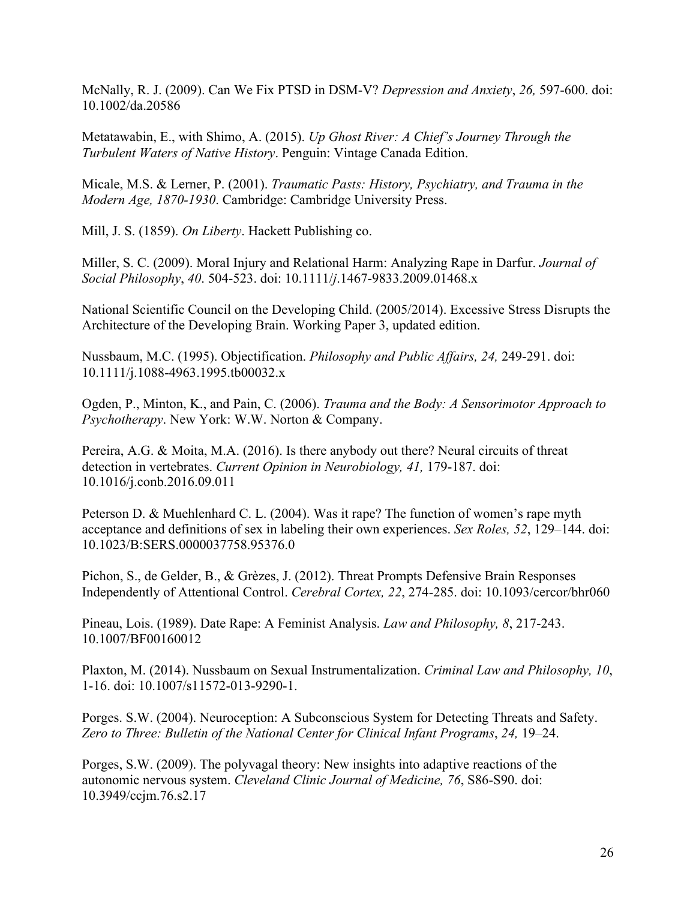McNally, R. J. (2009). Can We Fix PTSD in DSM-V? *Depression and Anxiety*, *26,* 597-600. doi: 10.1002/da.20586

Metatawabin, E., with Shimo, A. (2015). *Up Ghost River: A Chief's Journey Through the Turbulent Waters of Native History*. Penguin: Vintage Canada Edition.

Micale, M.S. & Lerner, P. (2001). *Traumatic Pasts: History, Psychiatry, and Trauma in the Modern Age, 1870-1930*. Cambridge: Cambridge University Press.

Mill, J. S. (1859). *On Liberty*. Hackett Publishing co.

Miller, S. C. (2009). Moral Injury and Relational Harm: Analyzing Rape in Darfur. *Journal of Social Philosophy*, *40*. 504-523. doi: 10.1111/*j*.1467-9833.2009.01468.x

National Scientific Council on the Developing Child. (2005/2014). Excessive Stress Disrupts the Architecture of the Developing Brain. Working Paper 3, updated edition.

Nussbaum, M.C. (1995). Objectification. *Philosophy and Public Affairs, 24,* 249-291. doi: 10.1111/j.1088-4963.1995.tb00032.x

Ogden, P., Minton, K., and Pain, C. (2006). *Trauma and the Body: A Sensorimotor Approach to Psychotherapy*. New York: W.W. Norton & Company.

Pereira, A.G. & Moita, M.A. (2016). Is there anybody out there? Neural circuits of threat detection in vertebrates. *Current Opinion in Neurobiology, 41,* 179-187. doi: 10.1016/j.conb.2016.09.011

Peterson D. & Muehlenhard C. L. (2004). Was it rape? The function of women's rape myth acceptance and definitions of sex in labeling their own experiences. *Sex Roles, 52*, 129–144. doi: 10.1023/B:SERS.0000037758.95376.0

Pichon, S., de Gelder, B., & Grèzes, J. (2012). Threat Prompts Defensive Brain Responses Independently of Attentional Control. *Cerebral Cortex, 22*, 274-285. doi: 10.1093/cercor/bhr060

Pineau, Lois. (1989). Date Rape: A Feminist Analysis. *Law and Philosophy, 8*, 217-243. 10.1007/BF00160012

Plaxton, M. (2014). Nussbaum on Sexual Instrumentalization. *Criminal Law and Philosophy, 10*, 1-16. doi: 10.1007/s11572-013-9290-1.

Porges. S.W. (2004). Neuroception: A Subconscious System for Detecting Threats and Safety. *Zero to Three: Bulletin of the National Center for Clinical Infant Programs*, *24,* 19–24.

Porges, S.W. (2009). The polyvagal theory: New insights into adaptive reactions of the autonomic nervous system. *Cleveland Clinic Journal of Medicine, 76*, S86-S90. doi: 10.3949/ccjm.76.s2.17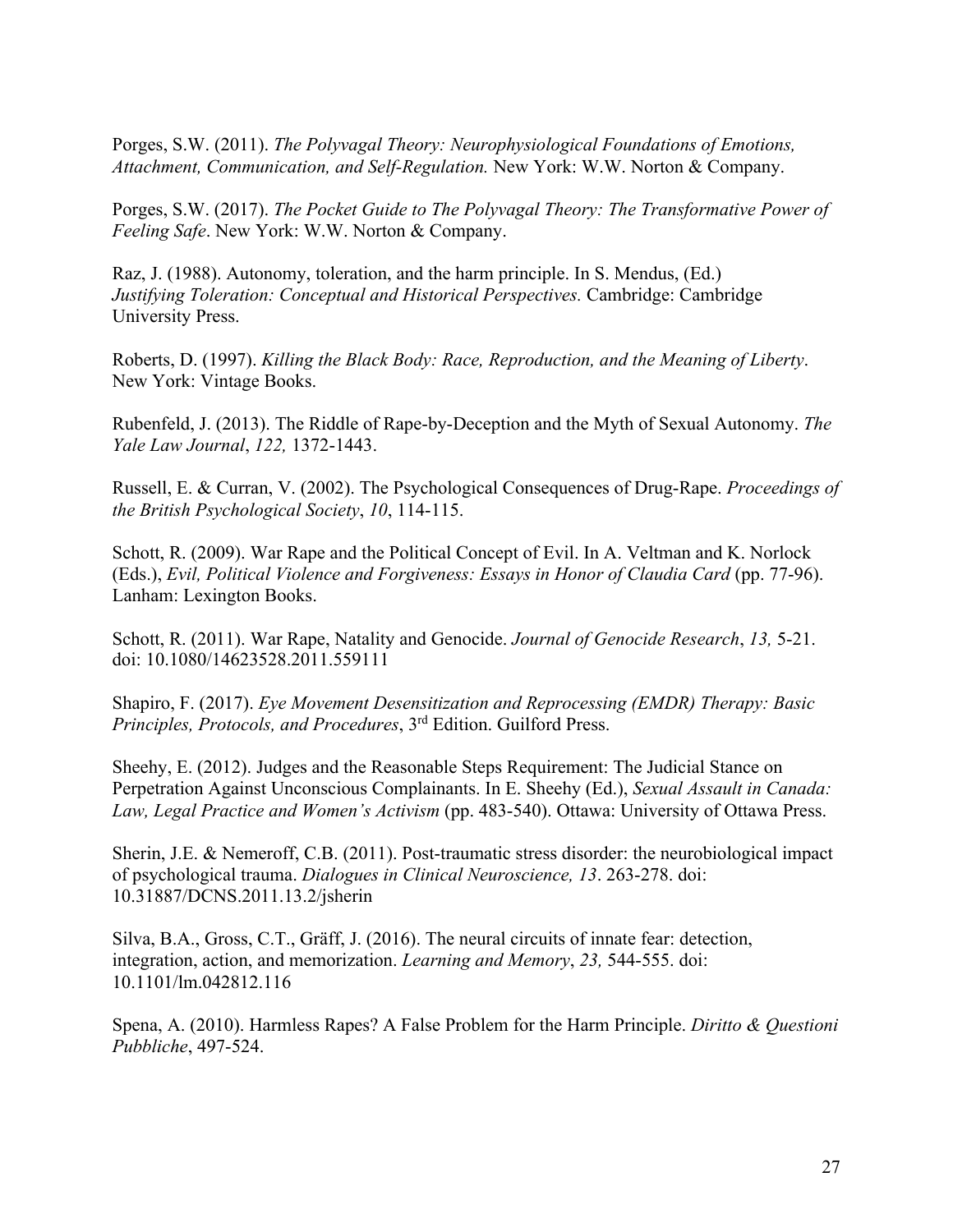Porges, S.W. (2011). *The Polyvagal Theory: Neurophysiological Foundations of Emotions, Attachment, Communication, and Self-Regulation.* New York: W.W. Norton & Company.

Porges, S.W. (2017). *The Pocket Guide to The Polyvagal Theory: The Transformative Power of Feeling Safe*. New York: W.W. Norton & Company.

Raz, J. (1988). Autonomy, toleration, and the harm principle. In S. Mendus, (Ed.) *Justifying Toleration: Conceptual and Historical Perspectives.* Cambridge: Cambridge University Press.

Roberts, D. (1997). *Killing the Black Body: Race, Reproduction, and the Meaning of Liberty*. New York: Vintage Books.

Rubenfeld, J. (2013). The Riddle of Rape-by-Deception and the Myth of Sexual Autonomy. *The Yale Law Journal*, *122,* 1372-1443.

Russell, E. & Curran, V. (2002). The Psychological Consequences of Drug-Rape. *Proceedings of the British Psychological Society*, *10*, 114-115.

Schott, R. (2009). War Rape and the Political Concept of Evil. In A. Veltman and K. Norlock (Eds.), *Evil, Political Violence and Forgiveness: Essays in Honor of Claudia Card* (pp. 77-96). Lanham: Lexington Books.

Schott, R. (2011). War Rape, Natality and Genocide. *Journal of Genocide Research*, *13,* 5-21. doi: 10.1080/14623528.2011.559111

Shapiro, F. (2017). *Eye Movement Desensitization and Reprocessing (EMDR) Therapy: Basic Principles, Protocols, and Procedures*, 3rd Edition. Guilford Press.

Sheehy, E. (2012). Judges and the Reasonable Steps Requirement: The Judicial Stance on Perpetration Against Unconscious Complainants. In E. Sheehy (Ed.), *Sexual Assault in Canada: Law, Legal Practice and Women's Activism* (pp. 483-540). Ottawa: University of Ottawa Press.

Sherin, J.E. & Nemeroff, C.B. (2011). Post-traumatic stress disorder: the neurobiological impact of psychological trauma. *Dialogues in Clinical Neuroscience, 13*. 263-278. doi: 10.31887/DCNS.2011.13.2/jsherin

Silva, B.A., Gross, C.T., Gräff, J. (2016). The neural circuits of innate fear: detection, integration, action, and memorization. *Learning and Memory*, *23,* 544-555. doi: 10.1101/lm.042812.116

Spena, A. (2010). Harmless Rapes? A False Problem for the Harm Principle. *Diritto & Questioni Pubbliche*, 497-524.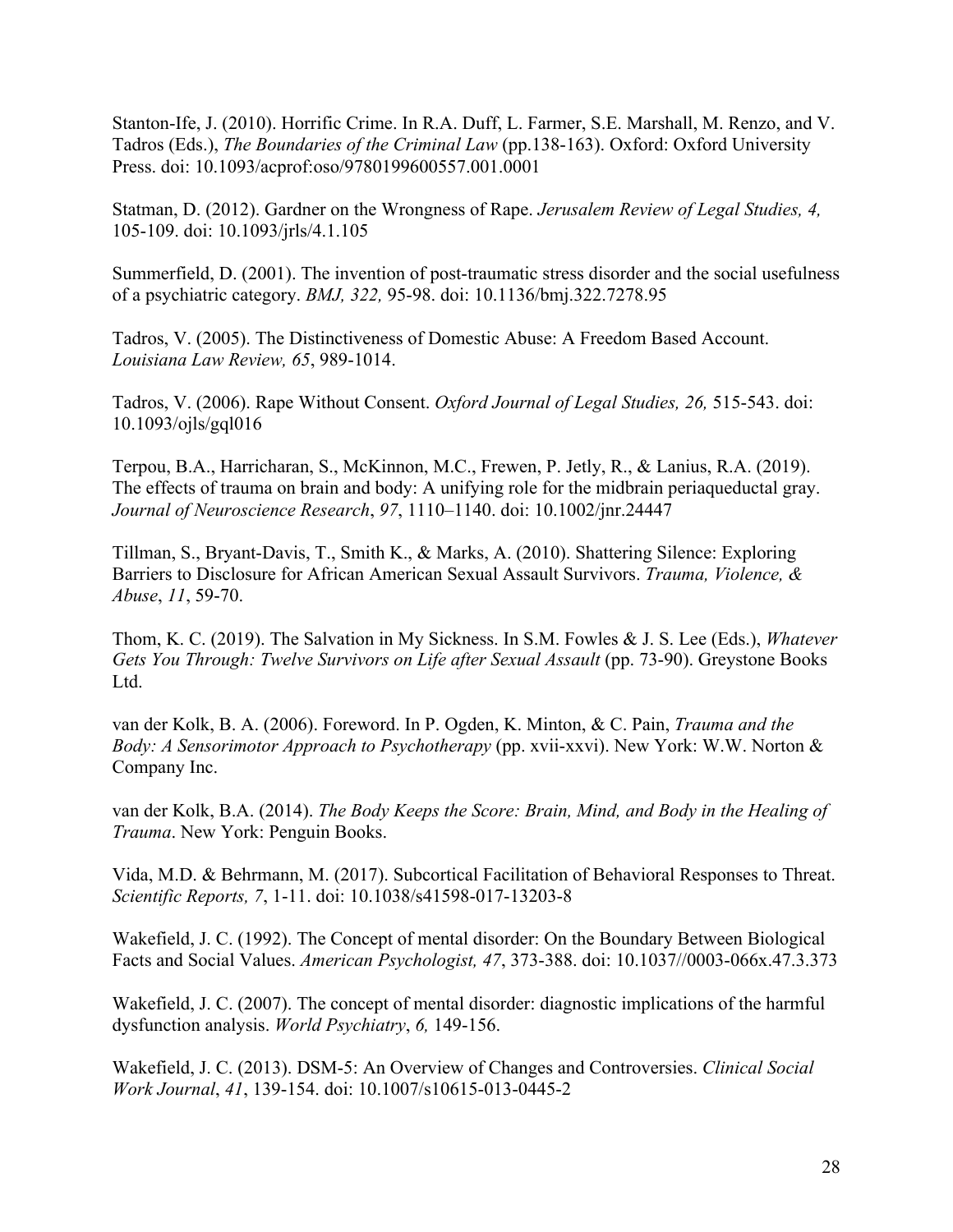Stanton-Ife, J. (2010). Horrific Crime. In R.A. Duff, L. Farmer, S.E. Marshall, M. Renzo, and V. Tadros (Eds.), *The Boundaries of the Criminal Law* (pp.138-163). Oxford: Oxford University Press. doi: 10.1093/acprof:oso/9780199600557.001.0001

Statman, D. (2012). Gardner on the Wrongness of Rape. *Jerusalem Review of Legal Studies, 4,* 105-109. doi: 10.1093/jrls/4.1.105

Summerfield, D. (2001). The invention of post-traumatic stress disorder and the social usefulness of a psychiatric category. *BMJ, 322,* 95-98. doi: 10.1136/bmj.322.7278.95

Tadros, V. (2005). The Distinctiveness of Domestic Abuse: A Freedom Based Account. *Louisiana Law Review, 65*, 989-1014.

Tadros, V. (2006). Rape Without Consent. *Oxford Journal of Legal Studies, 26,* 515-543. doi: 10.1093/ojls/gql016

Terpou, B.A., Harricharan, S., McKinnon, M.C., Frewen, P. Jetly, R., & Lanius, R.A. (2019). The effects of trauma on brain and body: A unifying role for the midbrain periaqueductal gray. *Journal of Neuroscience Research*, *97*, 1110–1140. doi: 10.1002/jnr.24447

Tillman, S., Bryant-Davis, T., Smith K., & Marks, A. (2010). Shattering Silence: Exploring Barriers to Disclosure for African American Sexual Assault Survivors. *Trauma, Violence, & Abuse*, *11*, 59-70.

Thom, K. C. (2019). The Salvation in My Sickness. In S.M. Fowles & J. S. Lee (Eds.), *Whatever Gets You Through: Twelve Survivors on Life after Sexual Assault* (pp. 73-90). Greystone Books Ltd.

van der Kolk, B. A. (2006). Foreword. In P. Ogden, K. Minton, & C. Pain, *Trauma and the Body: A Sensorimotor Approach to Psychotherapy* (pp. xvii-xxvi). New York: W.W. Norton & Company Inc.

van der Kolk, B.A. (2014). *The Body Keeps the Score: Brain, Mind, and Body in the Healing of Trauma*. New York: Penguin Books.

Vida, M.D. & Behrmann, M. (2017). Subcortical Facilitation of Behavioral Responses to Threat. *Scientific Reports, 7*, 1-11. doi: 10.1038/s41598-017-13203-8

Wakefield, J. C. (1992). The Concept of mental disorder: On the Boundary Between Biological Facts and Social Values. *American Psychologist, 47*, 373-388. doi: 10.1037//0003-066x.47.3.373

Wakefield, J. C. (2007). The concept of mental disorder: diagnostic implications of the harmful dysfunction analysis. *World Psychiatry*, *6,* 149-156.

Wakefield, J. C. (2013). DSM-5: An Overview of Changes and Controversies. *Clinical Social Work Journal*, *41*, 139-154. doi: 10.1007/s10615-013-0445-2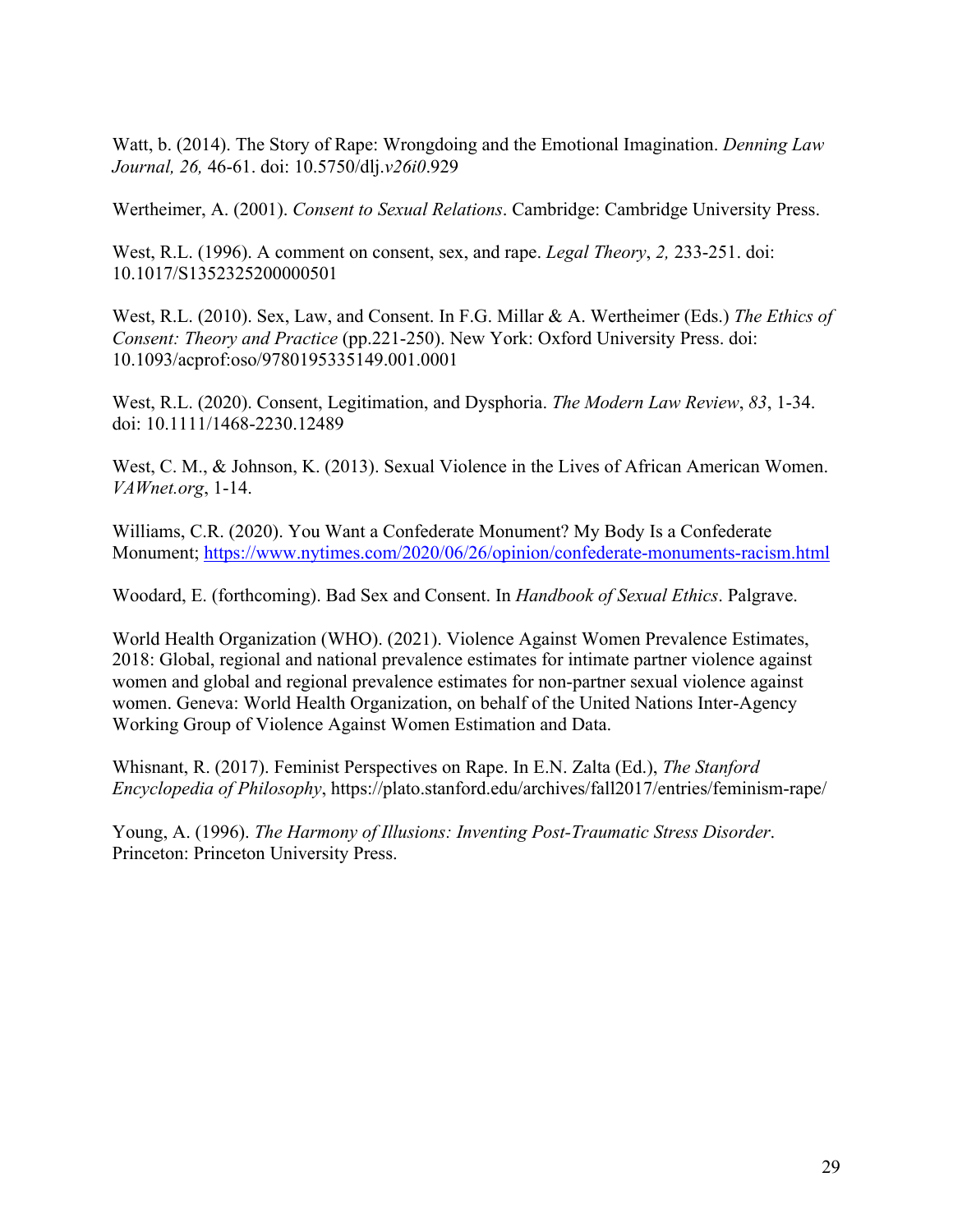Watt, b. (2014). The Story of Rape: Wrongdoing and the Emotional Imagination. *Denning Law Journal, 26,* 46-61. doi: 10.5750/dlj.*v26i0*.929

Wertheimer, A. (2001). *Consent to Sexual Relations*. Cambridge: Cambridge University Press.

West, R.L. (1996). A comment on consent, sex, and rape. *Legal Theory*, *2,* 233-251. doi: 10.1017/S1352325200000501

West, R.L. (2010). Sex, Law, and Consent. In F.G. Millar & A. Wertheimer (Eds.) *The Ethics of Consent: Theory and Practice* (pp.221-250). New York: Oxford University Press. doi: 10.1093/acprof:oso/9780195335149.001.0001

West, R.L. (2020). Consent, Legitimation, and Dysphoria. *The Modern Law Review*, *83*, 1-34. doi: 10.1111/1468-2230.12489

West, C. M., & Johnson, K. (2013). Sexual Violence in the Lives of African American Women. *VAWnet.org*, 1-14.

Williams, C.R. (2020). You Want a Confederate Monument? My Body Is a Confederate Monument; https://www.nytimes.com/2020/06/26/opinion/confederate-monuments-racism.html

Woodard, E. (forthcoming). Bad Sex and Consent. In *Handbook of Sexual Ethics*. Palgrave.

World Health Organization (WHO). (2021). Violence Against Women Prevalence Estimates, 2018: Global, regional and national prevalence estimates for intimate partner violence against women and global and regional prevalence estimates for non-partner sexual violence against women. Geneva: World Health Organization, on behalf of the United Nations Inter-Agency Working Group of Violence Against Women Estimation and Data.

Whisnant, R. (2017). Feminist Perspectives on Rape. In E.N. Zalta (Ed.), *The Stanford Encyclopedia of Philosophy*, https://plato.stanford.edu/archives/fall2017/entries/feminism-rape/

Young, A. (1996). *The Harmony of Illusions: Inventing Post-Traumatic Stress Disorder*. Princeton: Princeton University Press.